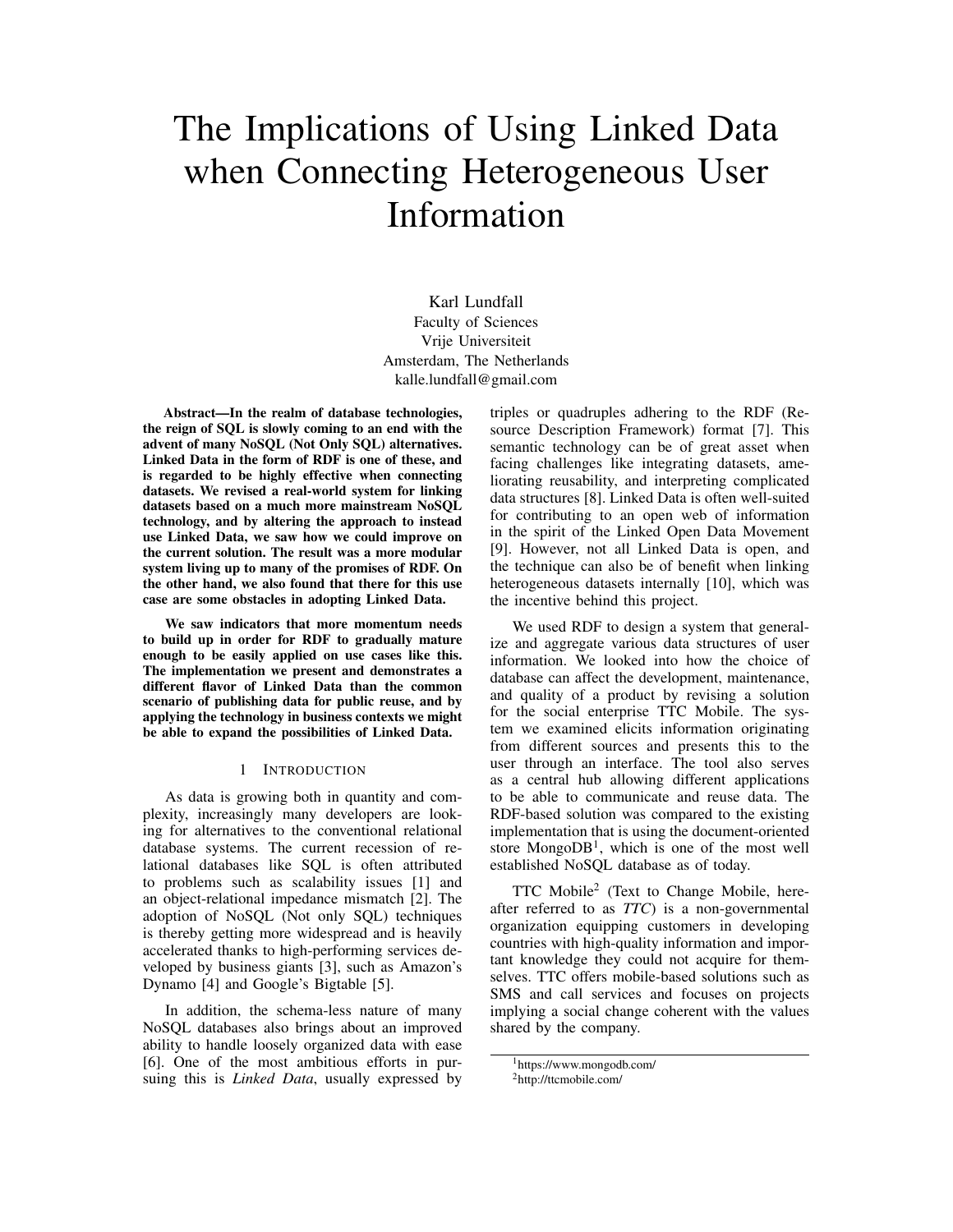# The Implications of Using Linked Data when Connecting Heterogeneous User Information

Karl Lundfall
Faculty of Sciences
Vrije Universiteit
Amsterdam, The Netherlands
kalle.lundfall@gmail.com

**Abstract—In the realm of database technologies, the reign of SQL is slowly coming to an end with the advent of many NoSQL (Not Only SQL) alternatives. Linked Data in the form of RDF is one of these, and is regarded to be highly effective when connecting datasets. We revised a real-world system for linking datasets based on a much more mainstream NoSQL technology, and by altering the approach to instead use Linked Data, we saw how we could improve on the current solution. The result was a more modular system living up to many of the promises of RDF. On the other hand, we also found that there for this use case are some obstacles in adopting Linked Data.**

**We saw indicators that more momentum needs to build up in order for RDF to gradually mature enough to be easily applied on use cases like this. The implementation we present and demonstrates a different flavor of Linked Data than the common scenario of publishing data for public reuse, and by applying the technology in business contexts we might be able to expand the possibilities of Linked Data.**

## 1 Introduction

As data is growing both in quantity and complexity, increasingly many developers are looking for alternatives to the conventional relational database systems. The current recession of relational databases like SQL is often attributed to problems such as scalability issues [1] and an object-relational impedance mismatch [2]. The adoption of NoSQL (Not only SQL) techniques is thereby getting more widespread and is heavily accelerated thanks to high-performing services developed by business giants [3], such as Amazon's Dynamo [4] and Google's Bigtable [5].

In addition, the schema-less nature of many NoSQL databases also brings about an improved ability to handle loosely organized data with ease [6]. One of the most ambitious efforts in pursuing this is *Linked Data*, usually expressed by triples or quadruples adhering to the RDF (Resource Description Framework) format [7]. This semantic technology can be of great asset when facing challenges like integrating datasets, ameliorating reusability, and interpreting complicated data structures [8]. Linked Data is often well-suited for contributing to an open web of information in the spirit of the Linked Open Data Movement [9]. However, not all Linked Data is open, and the technique can also be of benefit when linking heterogeneous datasets internally [10], which was the incentive behind this project.

We used RDF to design a system that generalize and aggregate various data structures of user information. We looked into how the choice of database can affect the development, maintenance, and quality of a product by revising a solution for the social enterprise TTC Mobile. The system we examined elicits information originating from different sources and presents this to the user through an interface. The tool also serves as a central hub allowing different applications to be able to communicate and reuse data. The RDF-based solution was compared to the existing implementation that is using the document-oriented store MongoDB[1], which is one of the most well established NoSQL database as of today.

TTC Mobile[2] (Text to Change Mobile, hereafter referred to as *TTC*) is a non-governmental organization equipping customers in developing countries with high-quality information and important knowledge they could not acquire for themselves. TTC offers mobile-based solutions such as SMS and call services and focuses on projects implying a social change coherent with the values shared by the company.

[1] https://www.mongodb.com/
[2] http://ttcmobile.com/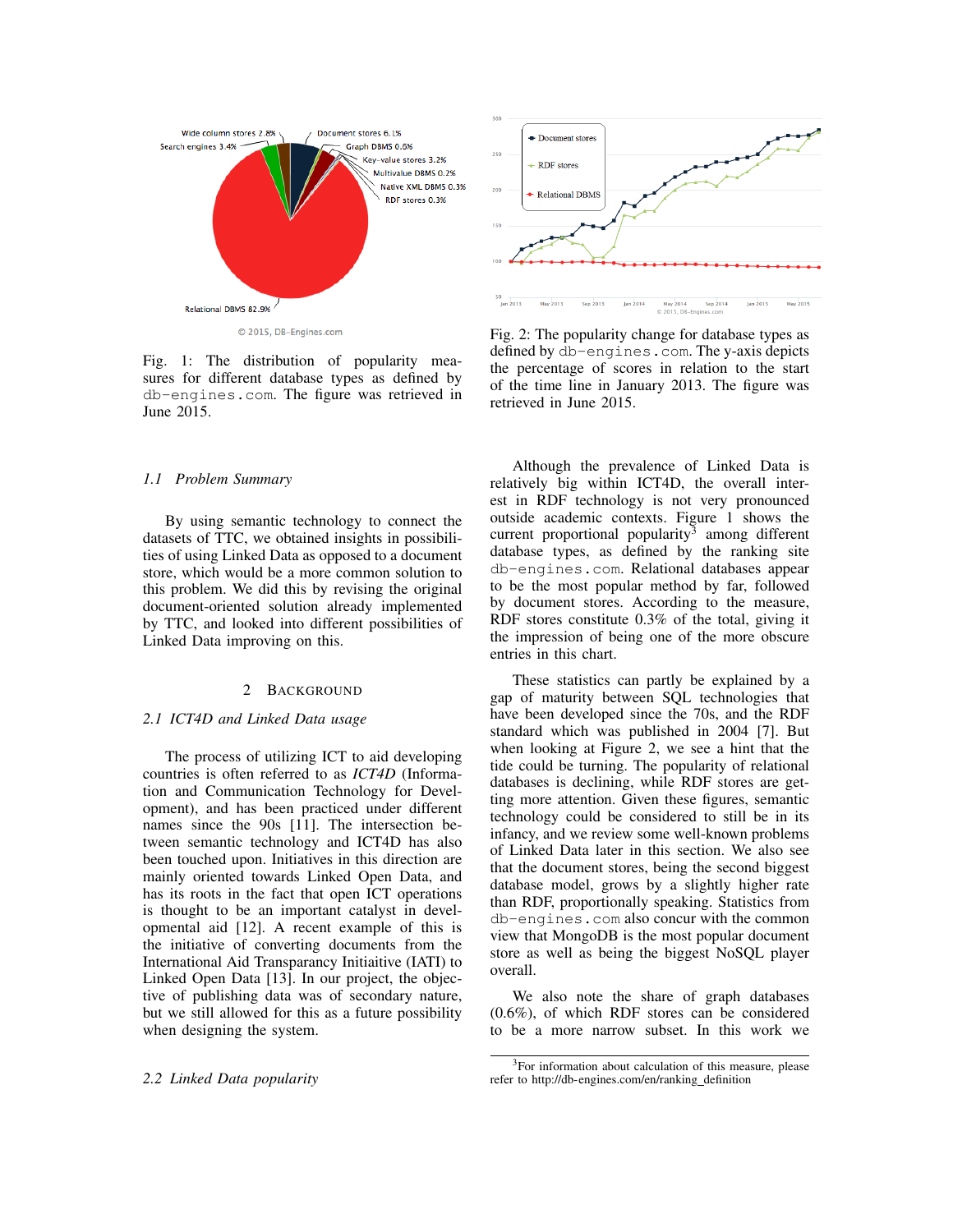Fig. 1: The distribution of popularity measures for different database types as defined by db-engines.com. The figure was retrieved in June 2015.

Fig. 2: The popularity change for database types as defined by db-engines.com. The y-axis depicts the percentage of scores in relation to the start of the time line in January 2013. The figure was retrieved in June 2015.

### 1.1 Problem Summary

By using semantic technology to connect the datasets of TTC, we obtained insights in possibilities of using Linked Data as opposed to a document store, which would be a more common solution to this problem. We did this by revising the original document-oriented solution already implemented by TTC, and looked into different possibilities of Linked Data improving on this.

## 2 Background

### 2.1 ICT4D and Linked Data usage

The process of utilizing ICT to aid developing countries is often referred to as *ICT4D* (Information and Communication Technology for Development), and has been practiced under different names since the 90s [11]. The intersection between semantic technology and ICT4D has also been touched upon. Initiatives in this direction are mainly oriented towards Linked Open Data, and has its roots in the fact that open ICT operations is thought to be an important catalyst in developmental aid [12]. A recent example of this is the initiative of converting documents from the International Aid Transparency Initiaitive (IATI) to Linked Open Data [13]. In our project, the objective of publishing data was of secondary nature, but we still allowed for this as a future possibility when designing the system.

### 2.2 Linked Data popularity

Although the prevalence of Linked Data is relatively big within ICT4D, the overall interest in RDF technology is not very pronounced outside academic contexts. Figure 1 shows the current proportional popularity[3] among different database types, as defined by the ranking site db-engines.com. Relational databases appear to be the most popular method by far, followed by document stores. According to the measure, RDF stores constitute 0.3% of the total, giving it the impression of being one of the more obscure entries in this chart.

These statistics can partly be explained by a gap of maturity between SQL technologies that have been developed since the 70s, and the RDF standard which was published in 2004 [7]. But when looking at Figure 2, we see a hint that the tide could be turning. The popularity of relational databases is declining, while RDF stores are getting more attention. Given these figures, semantic technology could be considered to still be in its infancy, and we review some well-known problems of Linked Data later in this section. We also see that the document stores, being the second biggest database model, grows by a slightly higher rate than RDF, proportionally speaking. Statistics from db-engines.com also concur with the common view that MongoDB is the most popular document store as well as being the biggest NoSQL player overall.

We also note the share of graph databases (0.6%), of which RDF stores can be considered to be a more narrow subset. In this work we

[3] For information about calculation of this measure, please refer to http://db-engines.com/en/ranking_definition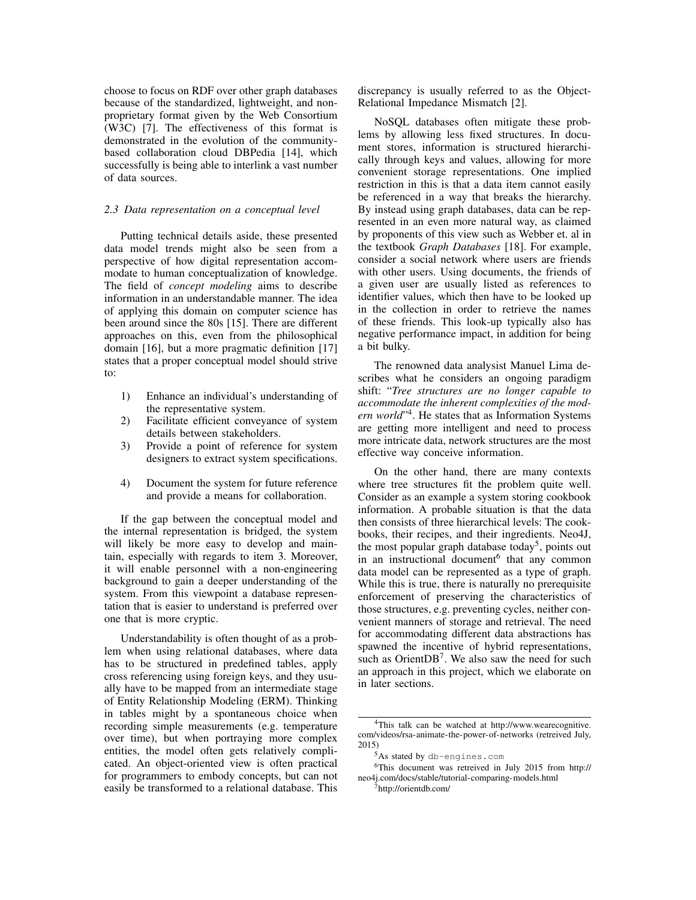choose to focus on RDF over other graph databases because of the standardized, lightweight, and non-proprietary format given by the Web Consortium (W3C) [7]. The effectiveness of this format is demonstrated in the evolution of the community-based collaboration cloud DBPedia [14], which successfully is being able to interlink a vast number of data sources.

### 2.3 Data representation on a conceptual level

Putting technical details aside, these presented data model trends might also be seen from a perspective of how digital representation accommodate to human conceptualization of knowledge. The field of *concept modeling* aims to describe information in an understandable manner. The idea of applying this domain on computer science has been around since the 80s [15]. There are different approaches on this, even from the philosophical domain [16], but a more pragmatic definition [17] states that a proper conceptual model should strive to:

1) Enhance an individual's understanding of the representative system.
2) Facilitate efficient conveyance of system details between stakeholders.
3) Provide a point of reference for system designers to extract system specifications.
4) Document the system for future reference and provide a means for collaboration.

If the gap between the conceptual model and the internal representation is bridged, the system will likely be more easy to develop and maintain, especially with regards to item 3. Moreover, it will enable personnel with a non-engineering background to gain a deeper understanding of the system. From this viewpoint a database representation that is easier to understand is preferred over one that is more cryptic.

Understandability is often thought of as a problem when using relational databases, where data has to be structured in predefined tables, apply cross referencing using foreign keys, and they usually have to be mapped from an intermediate stage of Entity Relationship Modeling (ERM). Thinking in tables might by a spontaneous choice when recording simple measurements (e.g. temperature over time), but when portraying more complex entities, the model often gets relatively complicated. An object-oriented view is often practical for programmers to embody concepts, but can not easily be transformed to a relational database. This discrepancy is usually referred to as the Object-Relational Impedance Mismatch [2].

NoSQL databases often mitigate these problems by allowing less fixed structures. In document stores, information is structured hierarchically through keys and values, allowing for more convenient storage representations. One implied restriction in this is that a data item cannot easily be referenced in a way that breaks the hierarchy. By instead using graph databases, data can be represented in an even more natural way, as claimed by proponents of this view such as Webber et. al in the textbook *Graph Databases* [18]. For example, consider a social network where users are friends with other users. Using documents, the friends of a given user are usually listed as references to identifier values, which then have to be looked up in the collection in order to retrieve the names of these friends. This look-up typically also has negative performance impact, in addition for being a bit bulky.

The renowned data analyst Manuel Lima describes what he considers an ongoing paradigm shift: "*Tree structures are no longer capable to accommodate the inherent complexities of the modern world*"[4]. He states that as Information Systems are getting more intelligent and need to process more intricate data, network structures are the most effective way conceive information.

On the other hand, there are many contexts where tree structures fit the problem quite well. Consider as an example a system storing cookbook information. A probable situation is that the data then consists of three hierarchical levels: The cookbooks, their recipes, and their ingredients. Neo4J, the most popular graph database today[5], points out in an instructional document[6] that any common data model can be represented as a type of graph. While this is true, there is naturally no prerequisite enforcement of preserving the characteristics of those structures, e.g. preventing cycles, neither convenient manners of storage and retrieval. The need for accommodating different data abstractions has spawned the incentive of hybrid representations, such as OrientDB[7]. We also saw the need for such an approach in this project, which we elaborate on in later sections.

[4]This talk can be watched at http://www.wearecognitive.com/videos/rsa-animate-the-power-of-networks (retreived July, 2015)

[5]As stated by `db-engines.com`

[6]This document was retreived in July 2015 from http://neo4j.com/docs/stable/tutorial-comparing-models.html

[7]http://orientdb.com/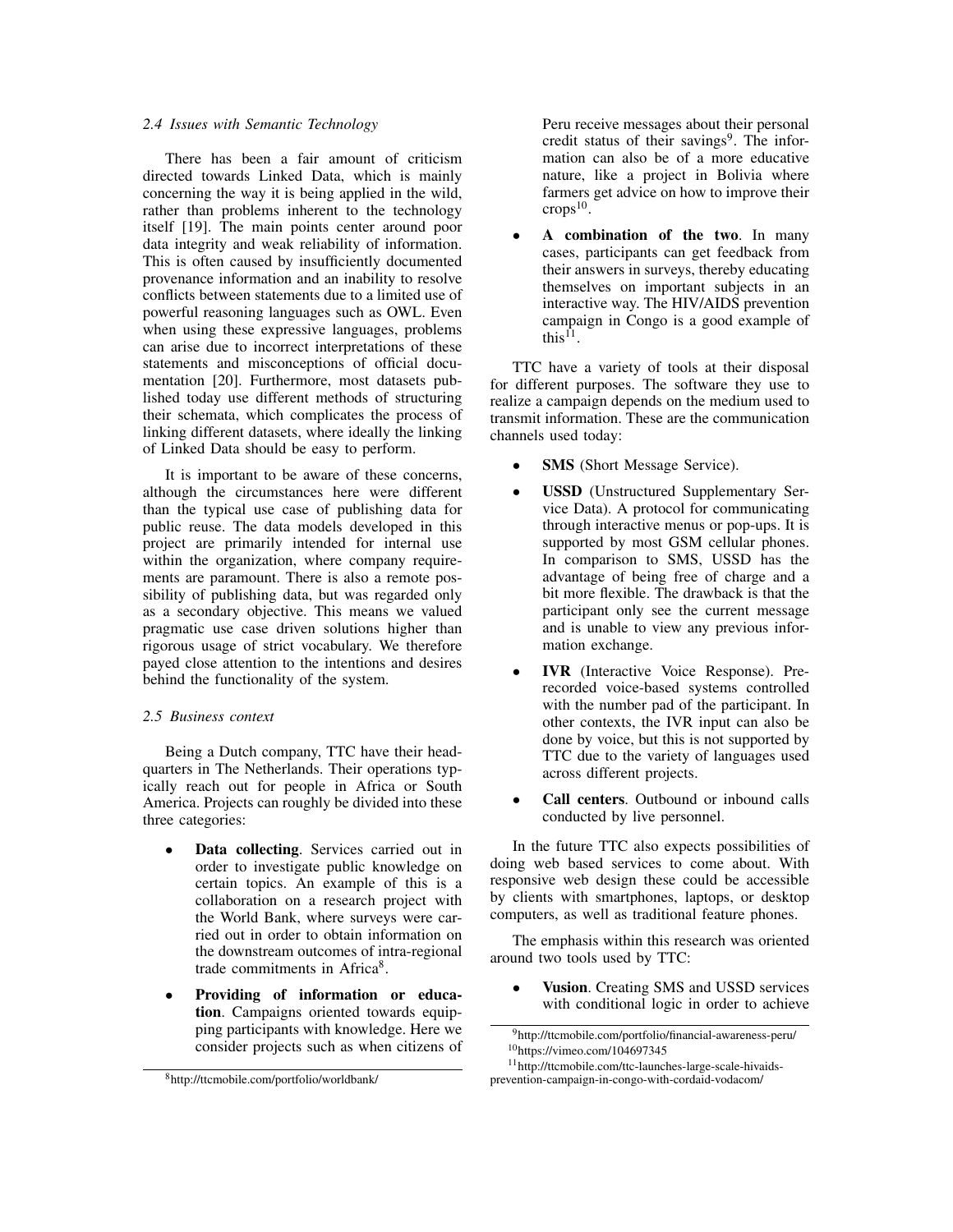### 2.4 Issues with Semantic Technology

There has been a fair amount of criticism directed towards Linked Data, which is mainly concerning the way it is being applied in the wild, rather than problems inherent to the technology itself [19]. The main points center around poor data integrity and weak reliability of information. This is often caused by insufficiently documented provenance information and an inability to resolve conflicts between statements due to a limited use of powerful reasoning languages such as OWL. Even when using these expressive languages, problems can arise due to incorrect interpretations of these statements and misconceptions of official documentation [20]. Furthermore, most datasets published today use different methods of structuring their schemata, which complicates the process of linking different datasets, where ideally the linking of Linked Data should be easy to perform.

It is important to be aware of these concerns, although the circumstances here were different than the typical use case of publishing data for public reuse. The data models developed in this project are primarily intended for internal use within the organization, where company requirements are paramount. There is also a remote possibility of publishing data, but was regarded only as a secondary objective. This means we valued pragmatic use case driven solutions higher than rigorous usage of strict vocabulary. We therefore payed close attention to the intentions and desires behind the functionality of the system.

### 2.5 Business context

Being a Dutch company, TTC have their headquarters in The Netherlands. Their operations typically reach out for people in Africa or South America. Projects can roughly be divided into these three categories:

- **Data collecting**. Services carried out in order to investigate public knowledge on certain topics. An example of this is a collaboration on a research project with the World Bank, where surveys were carried out in order to obtain information on the downstream outcomes of intra-regional trade commitments in Africa[8].
- **Providing of information or education**. Campaigns oriented towards equipping participants with knowledge. Here we consider projects such as when citizens of Peru receive messages about their personal credit status of their savings[9]. The information can also be of a more educative nature, like a project in Bolivia where farmers get advice on how to improve their crops[10].
- **A combination of the two**. In many cases, participants can get feedback from their answers in surveys, thereby educating themselves on important subjects in an interactive way. The HIV/AIDS prevention campaign in Congo is a good example of this[11].

TTC have a variety of tools at their disposal for different purposes. The software they use to realize a campaign depends on the medium used to transmit information. These are the communication channels used today:

- **SMS** (Short Message Service).
- **USSD** (Unstructured Supplementary Service Data). A protocol for communicating through interactive menus or pop-ups. It is supported by most GSM cellular phones. In comparison to SMS, USSD has the advantage of being free of charge and a bit more flexible. The drawback is that the participant only see the current message and is unable to view any previous information exchange.
- **IVR** (Interactive Voice Response). Prerecorded voice-based systems controlled with the number pad of the participant. In other contexts, the IVR input can also be done by voice, but this is not supported by TTC due to the variety of languages used across different projects.
- **Call centers**. Outbound or inbound calls conducted by live personnel.

In the future TTC also expects possibilities of doing web based services to come about. With responsive web design these could be accessible by clients with smartphones, laptops, or desktop computers, as well as traditional feature phones.

The emphasis within this research was oriented around two tools used by TTC:

- **Vusion**. Creating SMS and USSD services with conditional logic in order to achieve

[8] http://ttcmobile.com/portfolio/worldbank/

[9] http://ttcmobile.com/portfolio/financial-awareness-peru/

[10] https://vimeo.com/104697345

[11] http://ttcmobile.com/ttc-launches-large-scale-hivaids-prevention-campaign-in-congo-with-cordaid-vodacom/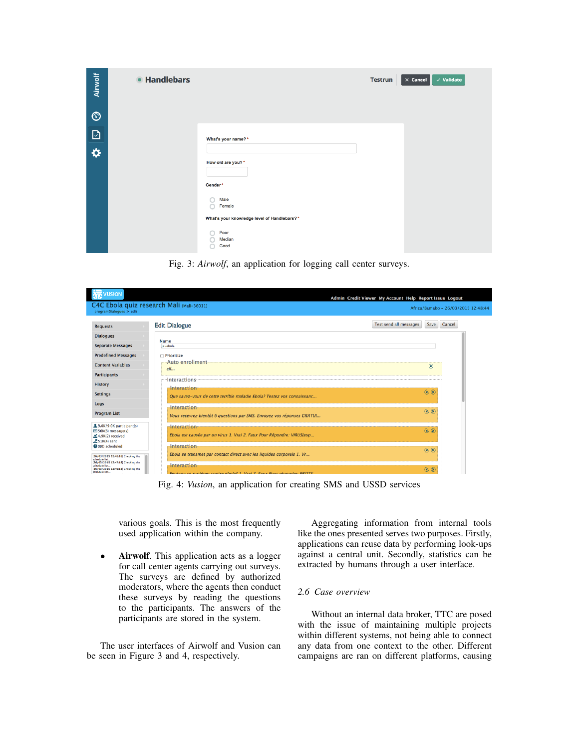Fig. 3: *Airwolf*, an application for logging call center surveys.

Fig. 4: *Vusion*, an application for creating SMS and USSD services

various goals. This is the most frequently used application within the company.

- **Airwolf**. This application acts as a logger for call center agents carrying out surveys. The surveys are defined by authorized moderators, where the agents then conduct these surveys by reading the questions to the participants. The answers of the participants are stored in the system.

The user interfaces of Airwolf and Vusion can be seen in Figure 3 and 4, respectively.

Aggregating information from internal tools like the ones presented serves two purposes. Firstly, applications can reuse data by performing look-ups against a central unit. Secondly, statistics can be extracted by humans through a user interface.

### 2.6 *Case overview*

Without an internal data broker, TTC are posed with the issue of maintaining multiple projects within different systems, not being able to connect any data from one context to the other. Different campaigns are ran on different platforms, causing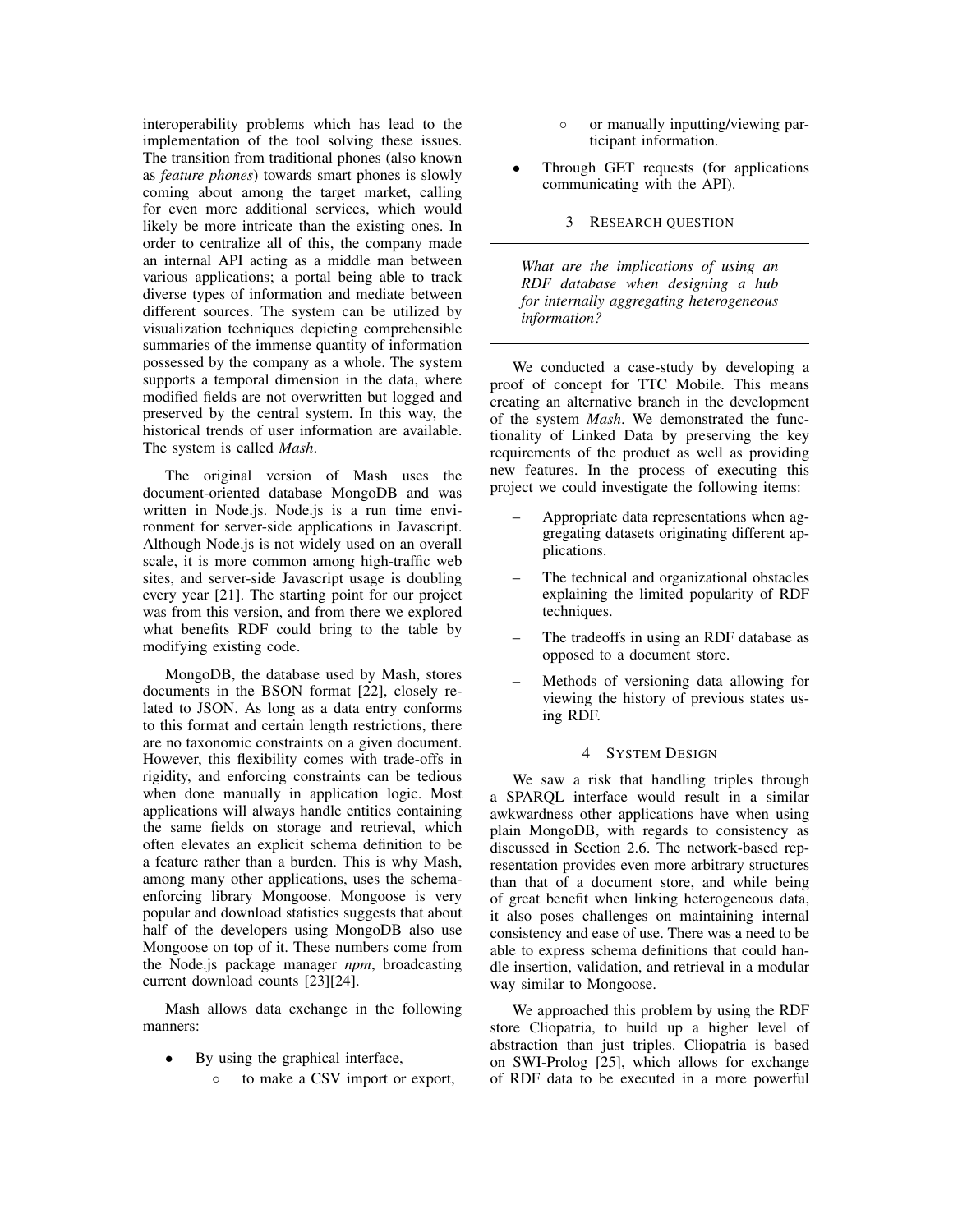interoperability problems which has lead to the implementation of the tool solving these issues. The transition from traditional phones (also known as *feature phones*) towards smart phones is slowly coming about among the target market, calling for even more additional services, which would likely be more intricate than the existing ones. In order to centralize all of this, the company made an internal API acting as a middle man between various applications; a portal being able to track diverse types of information and mediate between different sources. The system can be utilized by visualization techniques depicting comprehensible summaries of the immense quantity of information possessed by the company as a whole. The system supports a temporal dimension in the data, where modified fields are not overwritten but logged and preserved by the central system. In this way, the historical trends of user information are available. The system is called *Mash*.

The original version of Mash uses the document-oriented database MongoDB and was written in Node.js. Node.js is a run time environment for server-side applications in Javascript. Although Node.js is not widely used on an overall scale, it is more common among high-traffic web sites, and server-side Javascript usage is doubling every year [21]. The starting point for our project was from this version, and from there we explored what benefits RDF could bring to the table by modifying existing code.

MongoDB, the database used by Mash, stores documents in the BSON format [22], closely related to JSON. As long as a data entry conforms to this format and certain length restrictions, there are no taxonomic constraints on a given document. However, this flexibility comes with trade-offs in rigidity, and enforcing constraints can be tedious when done manually in application logic. Most applications will always handle entities containing the same fields on storage and retrieval, which often elevates an explicit schema definition to be a feature rather than a burden. This is why Mash, among many other applications, uses the schema-enforcing library Mongoose. Mongoose is very popular and download statistics suggests that about half of the developers using MongoDB also use Mongoose on top of it. These numbers come from the Node.js package manager *npm*, broadcasting current download counts [23][24].

Mash allows data exchange in the following manners:

- By using the graphical interface,
  - to make a CSV import or export,
  - or manually inputting/viewing participant information.
- Through GET requests (for applications communicating with the API).

## 3 Research question

---

*What are the implications of using an RDF database when designing a hub for internally aggregating heterogeneous information?*

---

We conducted a case-study by developing a proof of concept for TTC Mobile. This means creating an alternative branch in the development of the system *Mash*. We demonstrated the functionality of Linked Data by preserving the key requirements of the product as well as providing new features. In the process of executing this project we could investigate the following items:

- Appropriate data representations when aggregating datasets originating different applications.
- The technical and organizational obstacles explaining the limited popularity of RDF techniques.
- The tradeoffs in using an RDF database as opposed to a document store.
- Methods of versioning data allowing for viewing the history of previous states using RDF.

## 4 System Design

We saw a risk that handling triples through a SPARQL interface would result in a similar awkwardness other applications have when using plain MongoDB, with regards to consistency as discussed in Section 2.6. The network-based representation provides even more arbitrary structures than that of a document store, and while being of great benefit when linking heterogeneous data, it also poses challenges on maintaining internal consistency and ease of use. There was a need to be able to express schema definitions that could handle insertion, validation, and retrieval in a modular way similar to Mongoose.

We approached this problem by using the RDF store Cliopatria, to build up a higher level of abstraction than just triples. Cliopatria is based on SWI-Prolog [25], which allows for exchange of RDF data to be executed in a more powerful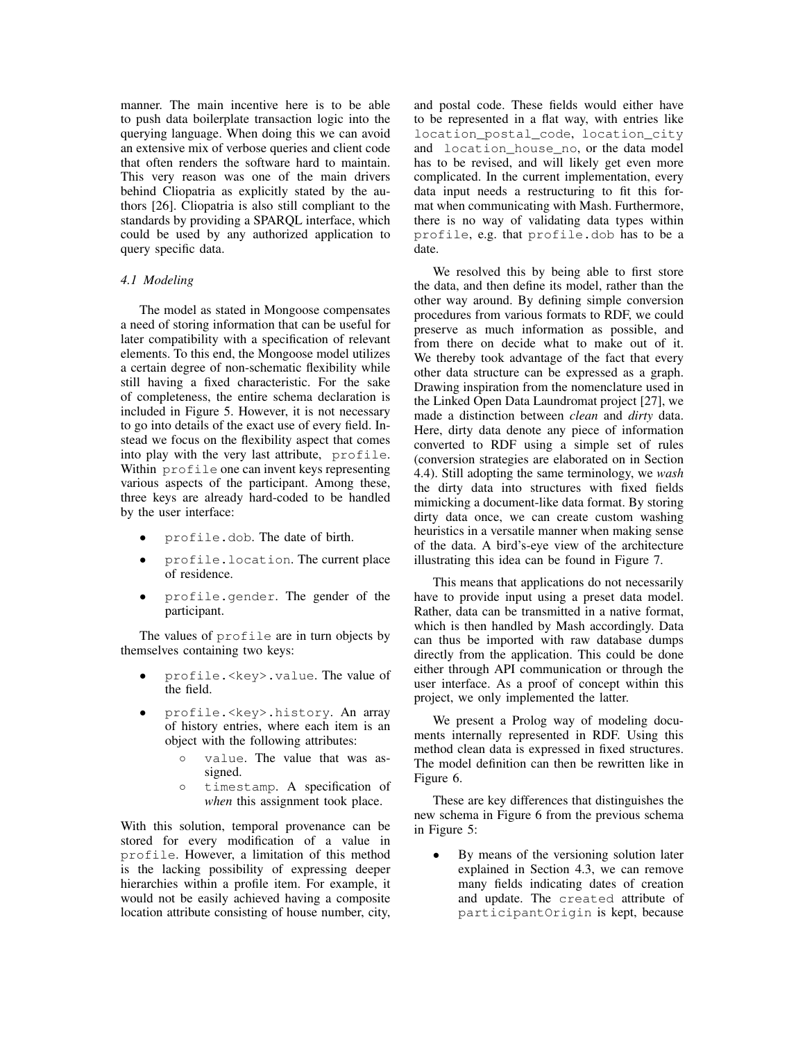manner. The main incentive here is to be able to push data boilerplate transaction logic into the querying language. When doing this we can avoid an extensive mix of verbose queries and client code that often renders the software hard to maintain. This very reason was one of the main drivers behind Cliopatria as explicitly stated by the authors [26]. Cliopatria is also still compliant to the standards by providing a SPARQL interface, which could be used by any authorized application to query specific data.

### *4.1 Modeling*

The model as stated in Mongoose compensates a need of storing information that can be useful for later compatibility with a specification of relevant elements. To this end, the Mongoose model utilizes a certain degree of non-schematic flexibility while still having a fixed characteristic. For the sake of completeness, the entire schema declaration is included in Figure 5. However, it is not necessary to go into details of the exact use of every field. Instead we focus on the flexibility aspect that comes into play with the very last attribute, `profile`. Within `profile` one can invent keys representing various aspects of the participant. Among these, three keys are already hard-coded to be handled by the user interface:

- `profile.dob`. The date of birth.
- `profile.location`. The current place of residence.
- `profile.gender`. The gender of the participant.

The values of `profile` are in turn objects by themselves containing two keys:

- `profile.<key>.value`. The value of the field.
- `profile.<key>.history`. An array of history entries, where each item is an object with the following attributes:
  - `value`. The value that was assigned.
  - `timestamp`. A specification of *when* this assignment took place.

With this solution, temporal provenance can be stored for every modification of a value in `profile`. However, a limitation of this method is the lacking possibility of expressing deeper hierarchies within a profile item. For example, it would not be easily achieved having a composite location attribute consisting of house number, city, and postal code. These fields would either have to be represented in a flat way, with entries like `location_postal_code`, `location_city` and `location_house_no`, or the data model has to be revised, and will likely get even more complicated. In the current implementation, every data input needs a restructuring to fit this format when communicating with Mash. Furthermore, there is no way of validating data types within `profile`, e.g. that `profile.dob` has to be a date.

We resolved this by being able to first store the data, and then define its model, rather than the other way around. By defining simple conversion procedures from various formats to RDF, we could preserve as much information as possible, and from there on decide what to make out of it. We thereby took advantage of the fact that every other data structure can be expressed as a graph. Drawing inspiration from the nomenclature used in the Linked Open Data Laundromat project [27], we made a distinction between *clean* and *dirty* data. Here, dirty data denote any piece of information converted to RDF using a simple set of rules (conversion strategies are elaborated on in Section 4.4). Still adopting the same terminology, we *wash* the dirty data into structures with fixed fields mimicking a document-like data format. By storing dirty data once, we can create custom washing heuristics in a versatile manner when making sense of the data. A bird's-eye view of the architecture illustrating this idea can be found in Figure 7.

This means that applications do not necessarily have to provide input using a preset data model. Rather, data can be transmitted in a native format, which is then handled by Mash accordingly. Data can thus be imported with raw database dumps directly from the application. This could be done either through API communication or through the user interface. As a proof of concept within this project, we only implemented the latter.

We present a Prolog way of modeling documents internally represented in RDF. Using this method clean data is expressed in fixed structures. The model definition can then be rewritten like in Figure 6.

These are key differences that distinguishes the new schema in Figure 6 from the previous schema in Figure 5:

- By means of the versioning solution later explained in Section 4.3, we can remove many fields indicating dates of creation and update. The `created` attribute of `participantOrigin` is kept, because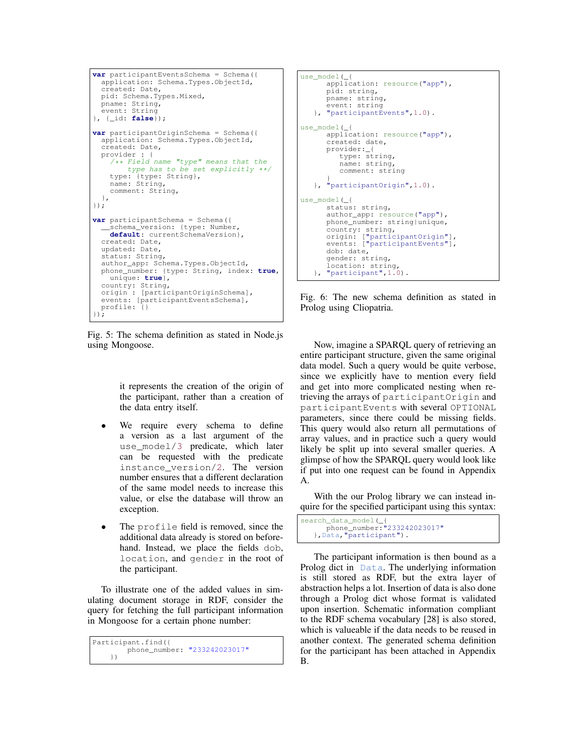```
var participantEventsSchema = Schema({
  application: Schema.Types.ObjectId,
  created: Date,
  pid: Schema.Types.Mixed,
  pname: String,
  event: String
}, {_id: false});

var participantOriginSchema = Schema({
  application: Schema.Types.ObjectId,
  created: Date,
  provider : {
    /** Field name "type" means that the
        type has to be set explicitly **/
    type: {type: String},
    name: String,
    comment: String,
  },
});

var participantSchema = Schema({
  __schema_version: {type: Number,
    default: currentSchemaVersion},
  created: Date,
  updated: Date,
  status: String,
  author_app: Schema.Types.ObjectId,
  phone_number: {type: String, index: true,
    unique: true},
  country: String,
  origin : [participantOriginSchema],
  events: [participantEventsSchema],
  profile: {}
});
```

Fig. 5: The schema definition as stated in Node.js using Mongoose.

it represents the creation of the origin of the participant, rather than a creation of the data entry itself.

- We require every schema to define a version as a last argument of the `use_model/3` predicate, which later can be requested with the predicate `instance_version/2`. The version number ensures that a different declaration of the same model needs to increase this value, or else the database will throw an exception.
- The `profile` field is removed, since the additional data already is stored on beforehand. Instead, we place the fields `dob`, `location`, and `gender` in the root of the participant.

To illustrate one of the added values in simulating document storage in RDF, consider the query for fetching the full participant information in Mongoose for a certain phone number:

```
Participant.find({
        phone_number: "233242023017"
    })
```

```
use_model(_{
      application: resource("app"),
      pid: string,
      pname: string,
      event: string
   }, "participantEvents",1.0).

use_model(_{
      application: resource("app"),
      created: date,
      provider:_{
         type: string,
         name: string,
         comment: string
      }
   }, "participantOrigin",1.0).

use_model(_{
      status: string,
      author_app: resource("app"),
      phone_number: string|unique,
      country: string,
      origin: ["participantOrigin"],
      events: ["participantEvents"],
      dob: date,
      gender: string,
      location: string,
   }, "participant",1.0).
```

Fig. 6: The new schema definition as stated in Prolog using Cliopatria.

Now, imagine a SPARQL query of retrieving an entire participant structure, given the same original data model. Such a query would be quite verbose, since we explicitly have to mention every field and get into more complicated nesting when retrieving the arrays of `participantOrigin` and `participantEvents` with several `OPTIONAL` parameters, since there could be missing fields. This query would also return all permutations of array values, and in practice such a query would likely be split up into several smaller queries. A glimpse of how the SPARQL query would look like if put into one request can be found in Appendix A.

With the our Prolog library we can instead inquire for the specified participant using this syntax:

```
search_data_model(_{
      phone_number:"233242023017"
   },Data,"participant").
```

The participant information is then bound as a Prolog dict in `Data`. The underlying information is still stored as RDF, but the extra layer of abstraction helps a lot. Insertion of data is also done through a Prolog dict whose format is validated upon insertion. Schematic information compliant to the RDF schema vocabulary [28] is also stored, which is valueable if the data needs to be reused in another context. The generated schema definition for the participant has been attached in Appendix B.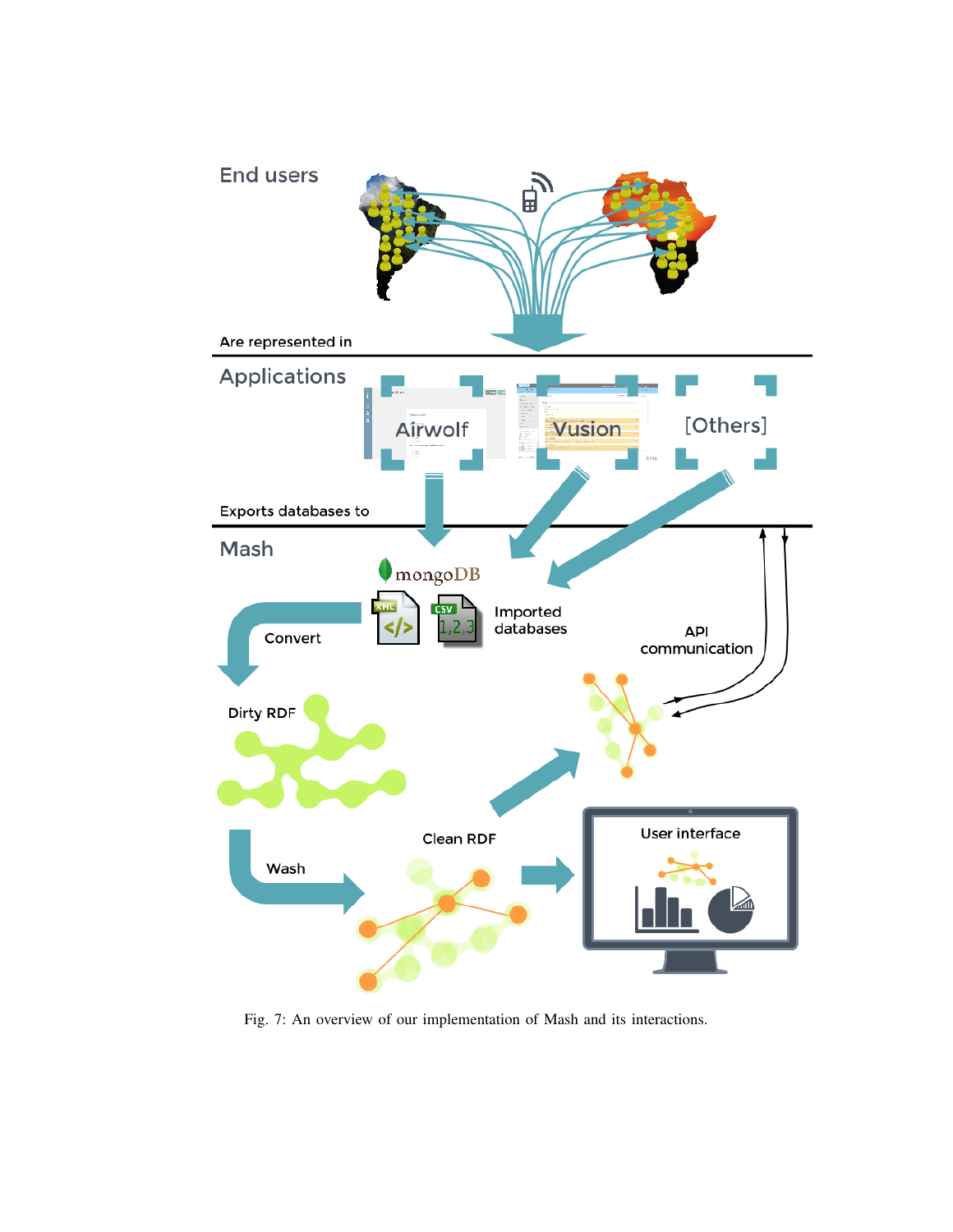Fig. 7: An overview of our implementation of Mash and its interactions.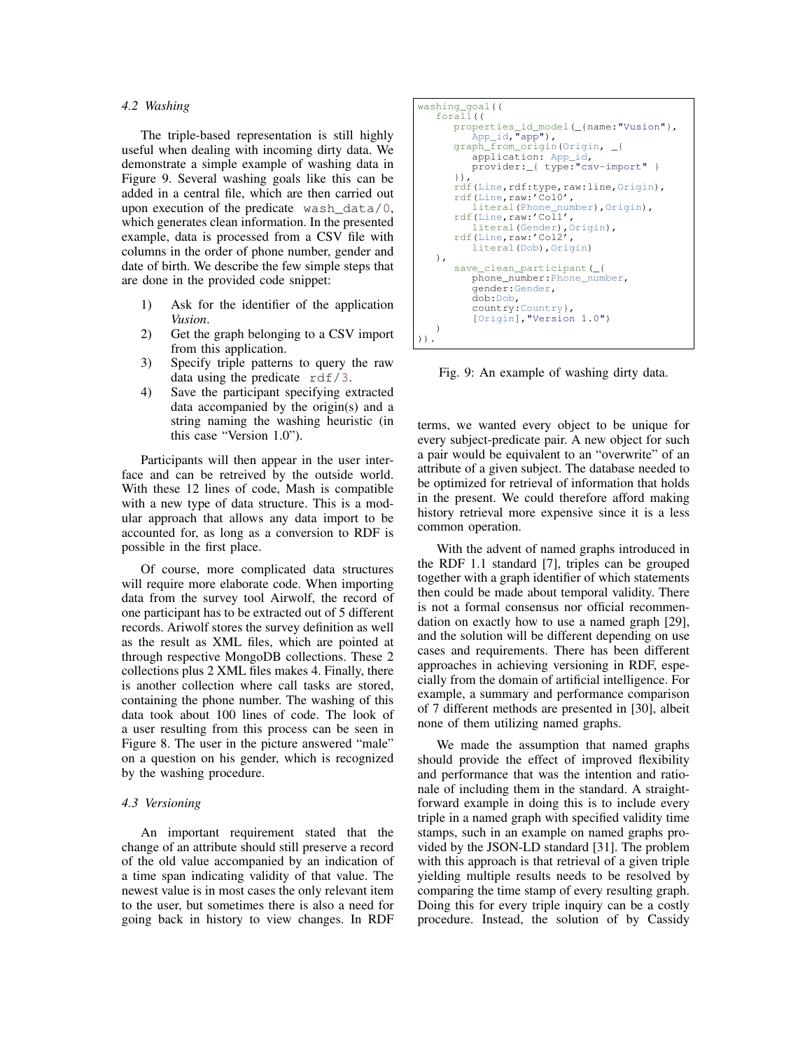### 4.2 Washing

The triple-based representation is still highly useful when dealing with incoming dirty data. We demonstrate a simple example of washing data in Figure 9. Several washing goals like this can be added in a central file, which are then carried out upon execution of the predicate `wash_data/0`, which generates clean information. In the presented example, data is processed from a CSV file with columns in the order of phone number, gender and date of birth. We describe the few simple steps that are done in the provided code snippet:

1) Ask for the identifier of the application *Vusion*.
2) Get the graph belonging to a CSV import from this application.
3) Specify triple patterns to query the raw data using the predicate `rdf/3`.
4) Save the participant specifying extracted data accompanied by the origin(s) and a string naming the washing heuristic (in this case “Version 1.0”).

Participants will then appear in the user interface and can be retreived by the outside world. With these 12 lines of code, Mash is compatible with a new type of data structure. This is a modular approach that allows any data import to be accounted for, as long as a conversion to RDF is possible in the first place.

Of course, more complicated data structures will require more elaborate code. When importing data from the survey tool Airwolf, the record of one participant has to be extracted out of 5 different records. Ariwolf stores the survey definition as well as the result as XML files, which are pointed at through respective MongoDB collections. These 2 collections plus 2 XML files makes 4. Finally, there is another collection where call tasks are stored, containing the phone number. The washing of this data took about 100 lines of code. The look of a user resulting from this process can be seen in Figure 8. The user in the picture answered “male” on a question on his gender, which is recognized by the washing procedure.

```
washing_goal((
   forall((
      properties_id_model(_{name:"Vusion"},
         App_id,"app"),
      graph_from_origin(Origin, _{
         application: App_id,
         provider:_{ type:"csv-import" }
      }),
      rdf(Line,rdf:type,raw:line,Origin),
      rdf(Line,raw:'Col0',
         literal(Phone_number),Origin),
      rdf(Line,raw:'Col1',
         literal(Gender),Origin),
      rdf(Line,raw:'Col2',
         literal(Dob),Origin)
   ),
      save_clean_participant(_{
         phone_number:Phone_number,
         gender:Gender,
         dob:Dob,
         country:Country},
         [Origin],"Version 1.0")
   )
)).
```

Fig. 9: An example of washing dirty data.

### 4.3 Versioning

An important requirement stated that the change of an attribute should still preserve a record of the old value accompanied by an indication of a time span indicating validity of that value. The newest value is in most cases the only relevant item to the user, but sometimes there is also a need for going back in history to view changes. In RDF terms, we wanted every object to be unique for every subject-predicate pair. A new object for such a pair would be equivalent to an “overwrite” of an attribute of a given subject. The database needed to be optimized for retrieval of information that holds in the present. We could therefore afford making history retrieval more expensive since it is a less common operation.

With the advent of named graphs introduced in the RDF 1.1 standard [7], triples can be grouped together with a graph identifier of which statements then could be made about temporal validity. There is not a formal consensus nor official recommendation on exactly how to use a named graph [29], and the solution will be different depending on use cases and requirements. There has been different approaches in achieving versioning in RDF, especially from the domain of artificial intelligence. For example, a summary and performance comparison of 7 different methods are presented in [30], albeit none of them utilizing named graphs.

We made the assumption that named graphs should provide the effect of improved flexibility and performance that was the intention and rationale of including them in the standard. A straightforward example in doing this is to include every triple in a named graph with specified validity time stamps, such in an example on named graphs provided by the JSON-LD standard [31]. The problem with this approach is that retrieval of a given triple yielding multiple results needs to be resolved by comparing the time stamp of every resulting graph. Doing this for every triple inquiry can be a costly procedure. Instead, the solution of by Cassidy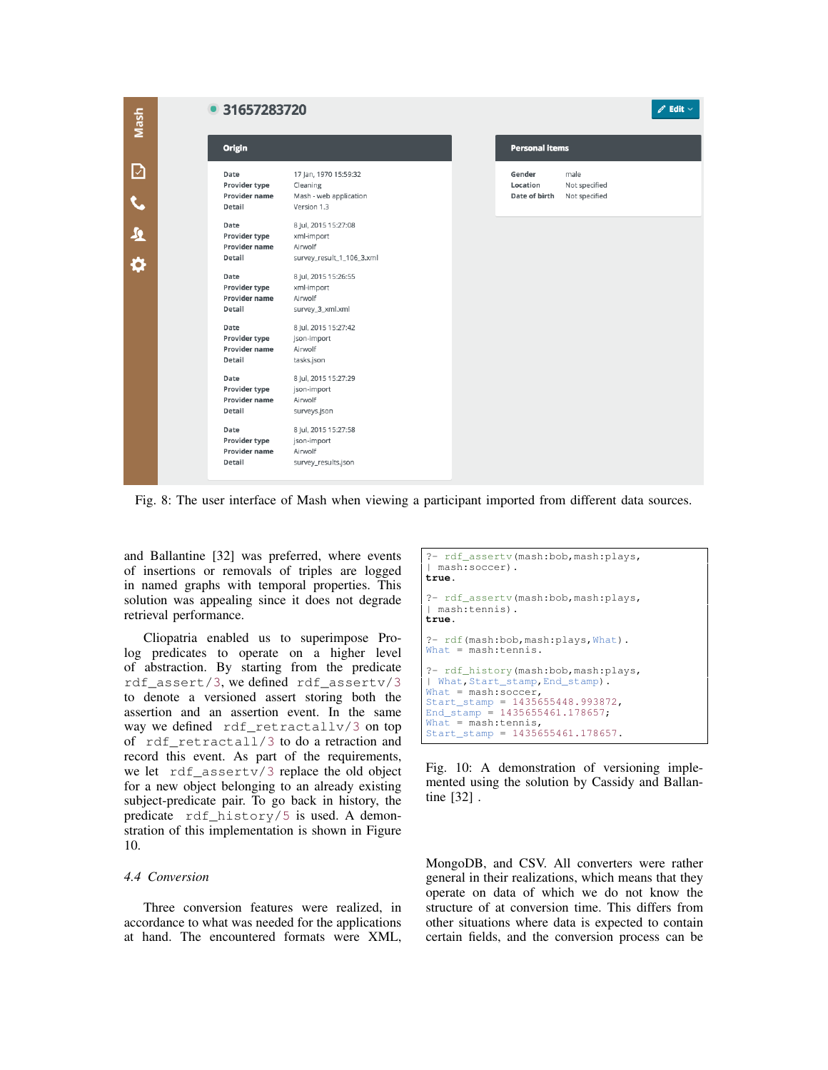Fig. 8: The user interface of Mash when viewing a participant imported from different data sources.

and Ballantine [32] was preferred, where events of insertions or removals of triples are logged in named graphs with temporal properties. This solution was appealing since it does not degrade retrieval performance.

Cliopatria enabled us to superimpose Prolog predicates to operate on a higher level of abstraction. By starting from the predicate `rdf_assert/3`, we defined `rdf_assertv/3` to denote a versioned assert storing both the assertion and an assertion event. In the same way we defined `rdf_retractallv/3` on top of `rdf_retractall/3` to do a retraction and record this event. As part of the requirements, we let `rdf_assertv/3` replace the old object for a new object belonging to an already existing subject-predicate pair. To go back in history, the predicate `rdf_history/5` is used. A demonstration of this implementation is shown in Figure 10.

```
?- rdf_assertv(mash:bob,mash:plays,
|  mash:soccer).
true.

?- rdf_assertv(mash:bob,mash:plays,
|  mash:tennis).
true.

?- rdf(mash:bob,mash:plays,What).
What = mash:tennis.

?- rdf_history(mash:bob,mash:plays,
|  What,Start_stamp,End_stamp).
What = mash:soccer,
Start_stamp = 1435655448.993872,
End_stamp = 1435655461.178657;
What = mash:tennis,
Start_stamp = 1435655461.178657.
```

Fig. 10: A demonstration of versioning implemented using the solution by Cassidy and Ballantine [32] .

### 4.4 Conversion

Three conversion features were realized, in accordance to what was needed for the applications at hand. The encountered formats were XML, MongoDB, and CSV. All converters were rather general in their realizations, which means that they operate on data of which we do not know the structure of at conversion time. This differs from other situations where data is expected to contain certain fields, and the conversion process can be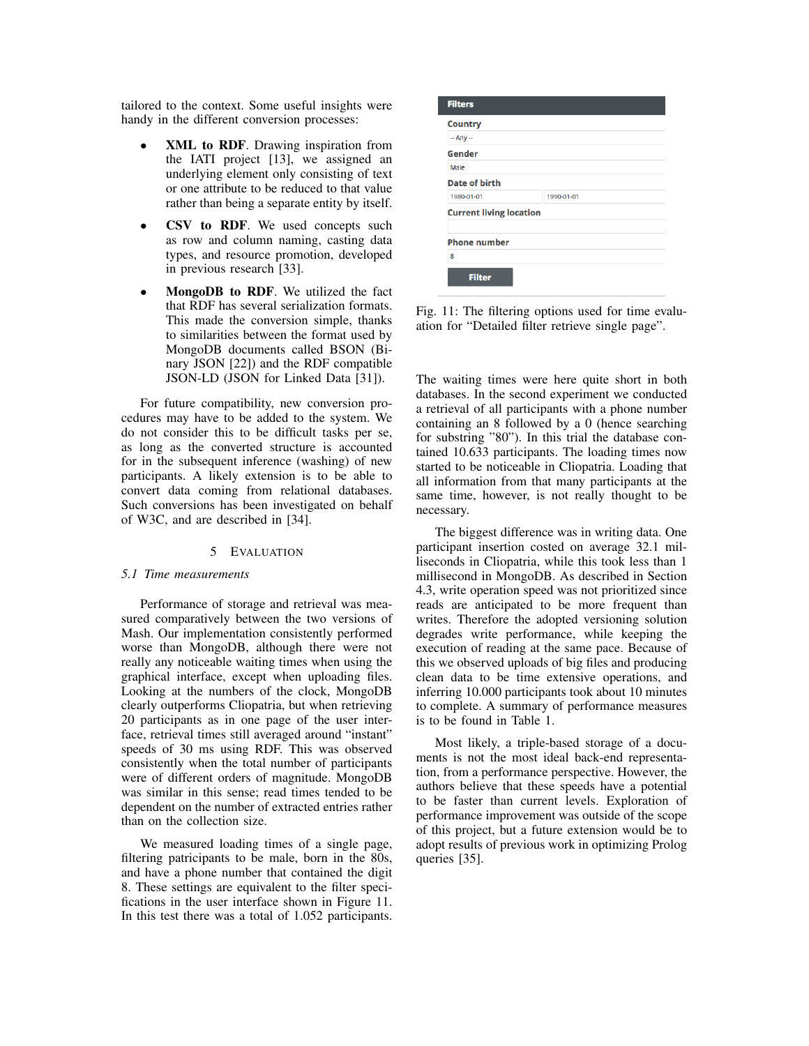tailored to the context. Some useful insights were handy in the different conversion processes:

- **XML to RDF**. Drawing inspiration from the IATI project [13], we assigned an underlying element only consisting of text or one attribute to be reduced to that value rather than being a separate entity by itself.
- **CSV to RDF**. We used concepts such as row and column naming, casting data types, and resource promotion, developed in previous research [33].
- **MongoDB to RDF**. We utilized the fact that RDF has several serialization formats. This made the conversion simple, thanks to similarities between the format used by MongoDB documents called BSON (Binary JSON [22]) and the RDF compatible JSON-LD (JSON for Linked Data [31]).

For future compatibility, new conversion procedures may have to be added to the system. We do not consider this to be difficult tasks per se, as long as the converted structure is accounted for in the subsequent inference (washing) of new participants. A likely extension is to be able to convert data coming from relational databases. Such conversions has been investigated on behalf of W3C, and are described in [34].

## 5 Evaluation

### 5.1 Time measurements

Performance of storage and retrieval was measured comparatively between the two versions of Mash. Our implementation consistently performed worse than MongoDB, although there were not really any noticeable waiting times when using the graphical interface, except when uploading files. Looking at the numbers of the clock, MongoDB clearly outperforms Cliopatria, but when retrieving 20 participants as in one page of the user interface, retrieval times still averaged around "instant" speeds of 30 ms using RDF. This was observed consistently when the total number of participants were of different orders of magnitude. MongoDB was similar in this sense; read times tended to be dependent on the number of extracted entries rather than on the collection size.

We measured loading times of a single page, filtering patricipants to be male, born in the 80s, and have a phone number that contained the digit 8. These settings are equivalent to the filter specifications in the user interface shown in Figure 11. In this test there was a total of 1.052 participants.

| Filters | |
|---|---|
| Country | |
| -- Any -- | |
| Gender | |
| Male | |
| Date of birth | |
| 1980-01-01 | 1990-01-01 |
| Current living location | |
| | |
| Phone number | |
| 8 | |
| Filter | |

Fig. 11: The filtering options used for time evaluation for "Detailed filter retrieve single page".

The waiting times were here quite short in both databases. In the second experiment we conducted a retrieval of all participants with a phone number containing an 8 followed by a 0 (hence searching for substring "80"). In this trial the database contained 10.633 participants. The loading times now started to be noticeable in Cliopatria. Loading that all information from that many participants at the same time, however, is not really thought to be necessary.

The biggest difference was in writing data. One participant insertion costed on average 32.1 milliseconds in Cliopatria, while this took less than 1 millisecond in MongoDB. As described in Section 4.3, write operation speed was not prioritized since reads are anticipated to be more frequent than writes. Therefore the adopted versioning solution degrades write performance, while keeping the execution of reading at the same pace. Because of this we observed uploads of big files and producing clean data to be time extensive operations, and inferring 10.000 participants took about 10 minutes to complete. A summary of performance measures is to be found in Table 1.

Most likely, a triple-based storage of a documents is not the most ideal back-end representation, from a performance perspective. However, the authors believe that these speeds have a potential to be faster than current levels. Exploration of performance improvement was outside of the scope of this project, but a future extension would be to adopt results of previous work in optimizing Prolog queries [35].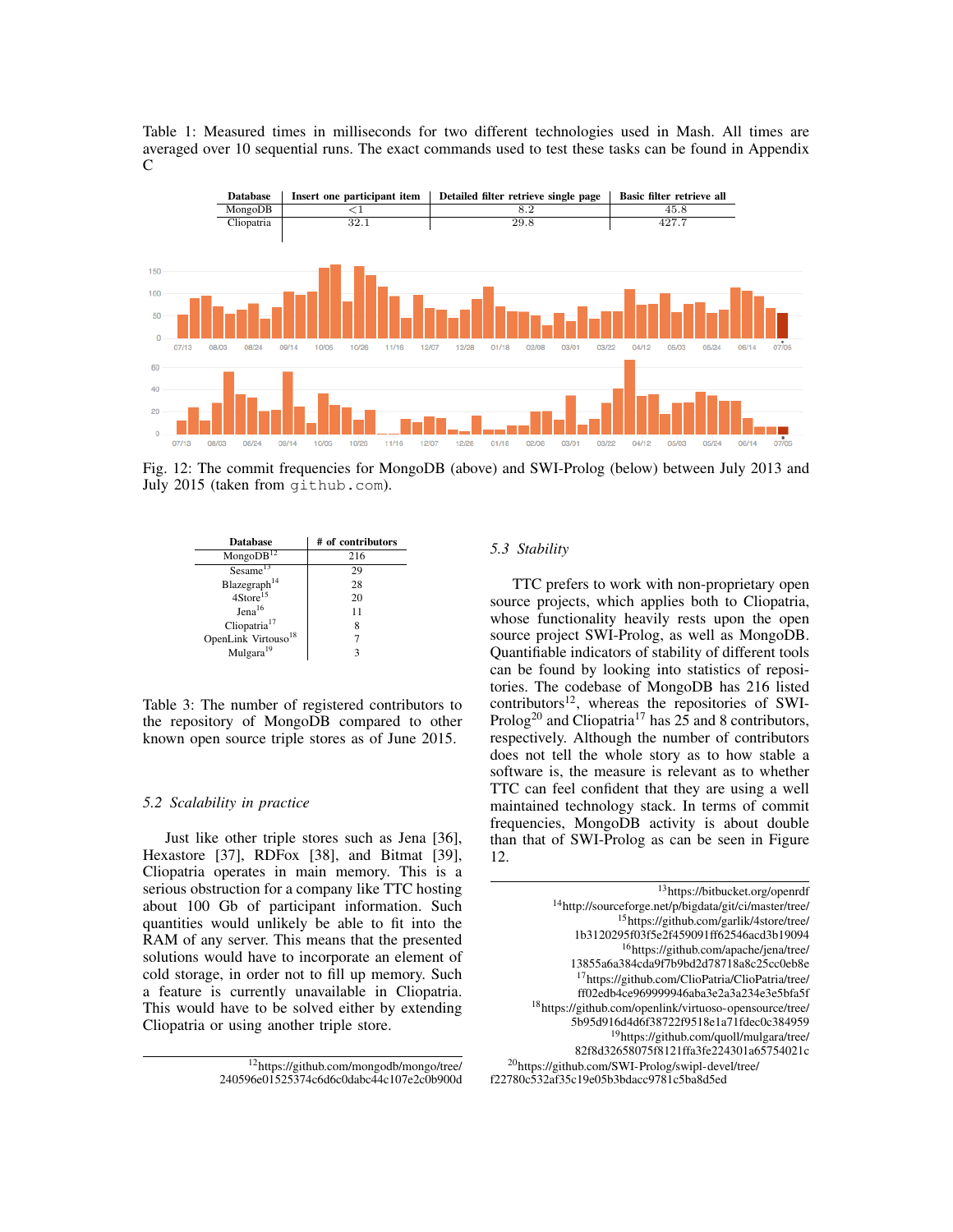Table 1: Measured times in milliseconds for two different technologies used in Mash. All times are averaged over 10 sequential runs. The exact commands used to test these tasks can be found in Appendix C

| Database | Insert one participant item | Detailed filter retrieve single page | Basic filter retrieve all |
|---|---|---|---|
| MongoDB | $<1$ | 8.2 | 45.8 |
| Cliopatria | 32.1 | 29.8 | 427.7 |

Fig. 12: The commit frequencies for MongoDB (above) and SWI-Prolog (below) between July 2013 and July 2015 (taken from github.com).

| Database | # of contributors |
|---|---|
| MongoDB[12] | 216 |
| Sesame[13] | 29 |
| Blazegraph[14] | 28 |
| 4Store[15] | 20 |
| Jena[16] | 11 |
| Cliopatria[17] | 8 |
| OpenLink Virtuoso[18] | 7 |
| Mulgara[19] | 3 |

Table 3: The number of registered contributors to the repository of MongoDB compared to other known open source triple stores as of June 2015.

### 5.2 Scalability in practice

Just like other triple stores such as Jena [36], Hexastore [37], RDFox [38], and Bitmat [39], Cliopatria operates in main memory. This is a serious obstruction for a company like TTC hosting about 100 Gb of participant information. Such quantities would unlikely be able to fit into the RAM of any server. This means that the presented solutions would have to incorporate an element of cold storage, in order not to fill up memory. Such a feature is currently unavailable in Cliopatria. This would have to be solved either by extending Cliopatria or using another triple store.

### 5.3 Stability

TTC prefers to work with non-proprietary open source projects, which applies both to Cliopatria, whose functionality heavily rests upon the open source project SWI-Prolog, as well as MongoDB. Quantifiable indicators of stability of different tools can be found by looking into statistics of repositories. The codebase of MongoDB has 216 listed contributors[12], whereas the repositories of SWI-Prolog[20] and Cliopatria[17] has 25 and 8 contributors, respectively. Although the number of contributors does not tell the whole story as to how stable a software is, the measure is relevant as to whether TTC can feel confident that they are using a well maintained technology stack. In terms of commit frequencies, MongoDB activity is about double than that of SWI-Prolog as can be seen in Figure 12.

---

[12] https://github.com/mongodb/mongo/tree/240596e01525374c6d6c0dabc44c107e2c0b900d

[13] https://bitbucket.org/openrdf

[14] http://sourceforge.net/p/bigdata/git/ci/master/tree/

[15] https://github.com/garlik/4store/tree/1b3120295f03f5e2f459091ff62546acd3b19094

[16] https://github.com/apache/jena/tree/13855a6a384cda9f7b9bd2d78718a8c25cc0eb8e

[17] https://github.com/ClioPatria/ClioPatria/tree/ff02edb4ce969999946aba3e2a3a234e3e5bfa5f

[18] https://github.com/openlink/virtuoso-opensource/tree/5b95d916d4d6f38722f9518e1a71fdec0c384959

[19] https://github.com/quoll/mulgara/tree/82f8d32658075f8121ffa3fe224301a65754021c

[20] https://github.com/SWI-Prolog/swipl-devel/tree/f22780c532af35c19e05b3bdacc9781c5ba8d5ed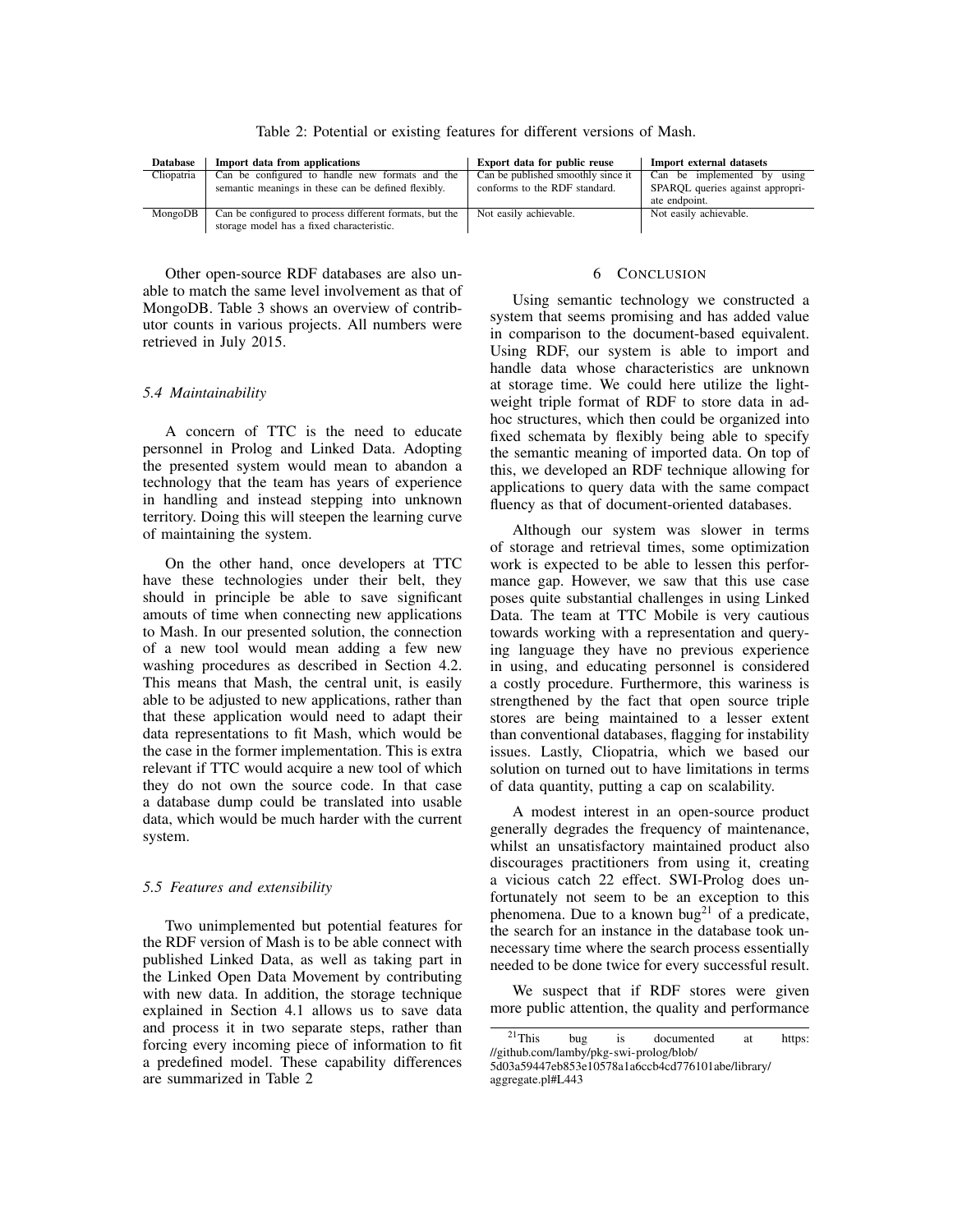Table 2: Potential or existing features for different versions of Mash.

| Database | Import data from applications | Export data for public reuse | Import external datasets |
|---|---|---|---|
| Cliopatria | Can be configured to handle new formats and the semantic meanings in these can be defined flexibly. | Can be published smoothly since it conforms to the RDF standard. | Can be implemented by using SPARQL queries against appropriate endpoint. |
| MongoDB | Can be configured to process different formats, but the storage model has a fixed characteristic. | Not easily achievable. | Not easily achievable. |

Other open-source RDF databases are also unable to match the same level involvement as that of MongoDB. Table 3 shows an overview of contributor counts in various projects. All numbers were retrieved in July 2015.

### 5.4 Maintainability

A concern of TTC is the need to educate personnel in Prolog and Linked Data. Adopting the presented system would mean to abandon a technology that the team has years of experience in handling and instead stepping into unknown territory. Doing this will steepen the learning curve of maintaining the system.

On the other hand, once developers at TTC have these technologies under their belt, they should in principle be able to save significant amouts of time when connecting new applications to Mash. In our presented solution, the connection of a new tool would mean adding a few new washing procedures as described in Section 4.2. This means that Mash, the central unit, is easily able to be adjusted to new applications, rather than that these application would need to adapt their data representations to fit Mash, which would be the case in the former implementation. This is extra relevant if TTC would acquire a new tool of which they do not own the source code. In that case a database dump could be translated into usable data, which would be much harder with the current system.

### 5.5 Features and extensibility

Two unimplemented but potential features for the RDF version of Mash is to be able connect with published Linked Data, as well as taking part in the Linked Open Data Movement by contributing with new data. In addition, the storage technique explained in Section 4.1 allows us to save data and process it in two separate steps, rather than forcing every incoming piece of information to fit a predefined model. These capability differences are summarized in Table 2

## 6 Conclusion

Using semantic technology we constructed a system that seems promising and has added value in comparison to the document-based equivalent. Using RDF, our system is able to import and handle data whose characteristics are unknown at storage time. We could here utilize the lightweight triple format of RDF to store data in ad-hoc structures, which then could be organized into fixed schemata by flexibly being able to specify the semantic meaning of imported data. On top of this, we developed an RDF technique allowing for applications to query data with the same compact fluency as that of document-oriented databases.

Although our system was slower in terms of storage and retrieval times, some optimization work is expected to be able to lessen this performance gap. However, we saw that this use case poses quite substantial challenges in using Linked Data. The team at TTC Mobile is very cautious towards working with a representation and querying language they have no previous experience in using, and educating personnel is considered a costly procedure. Furthermore, this wariness is strengthened by the fact that open source triple stores are being maintained to a lesser extent than conventional databases, flagging for instability issues. Lastly, Cliopatria, which we based our solution on turned out to have limitations in terms of data quantity, putting a cap on scalability.

A modest interest in an open-source product generally degrades the frequency of maintenance, whilst an unsatisfactory maintained product also discourages practitioners from using it, creating a vicious catch 22 effect. SWI-Prolog does unfortunately not seem to be an exception to this phenomena. Due to a known bug[21] of a predicate, the search for an instance in the database took unnecessary time where the search process essentially needed to be done twice for every successful result.

We suspect that if RDF stores were given more public attention, the quality and performance

[21] This bug is documented at https://github.com/lamby/pkg-swi-prolog/blob/5d03a59447eb853e10578a1a6ccb4cd776101abe/library/aggregate.pl#L443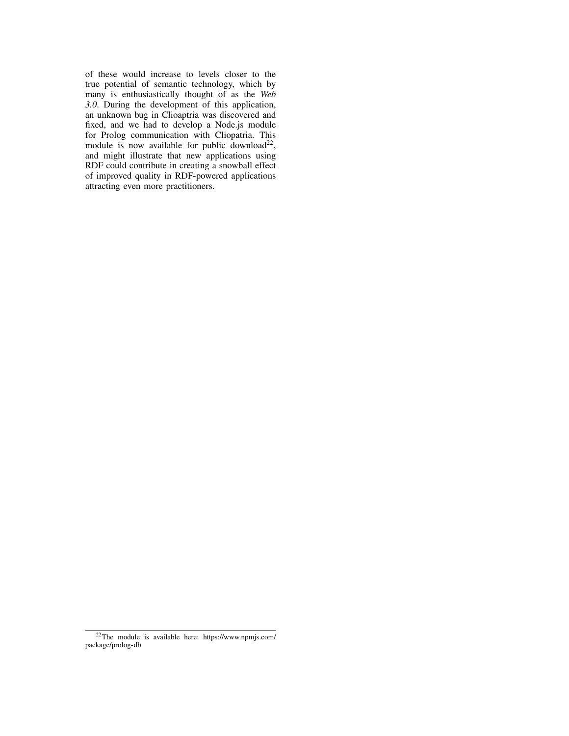of these would increase to levels closer to the true potential of semantic technology, which by many is enthusiastically thought of as the *Web 3.0*. During the development of this application, an unknown bug in Clioaptria was discovered and fixed, and we had to develop a Node.js module for Prolog communication with Cliopatria. This module is now available for public download[22], and might illustrate that new applications using RDF could contribute in creating a snowball effect of improved quality in RDF-powered applications attracting even more practitioners.

---

[22] The module is available here: https://www.npmjs.com/package/prolog-db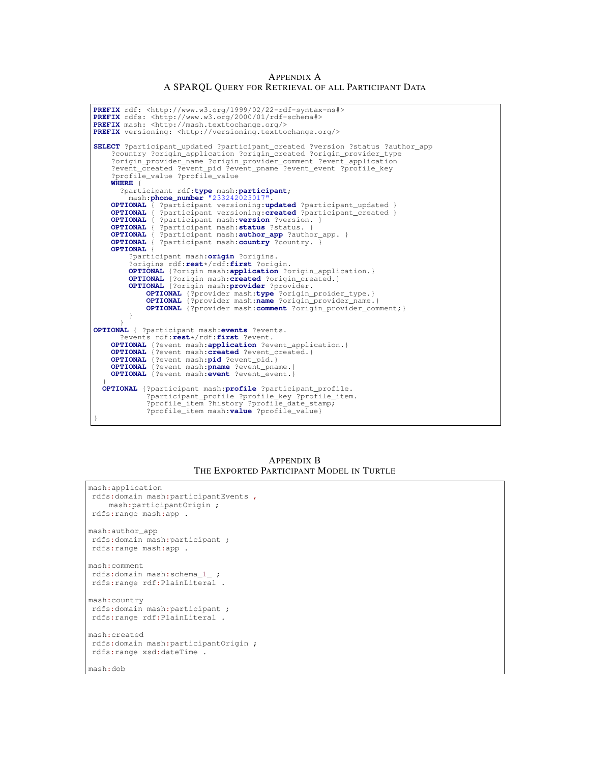## Appendix A
## A SPARQL Query for Retrieval of all Participant Data

```
PREFIX rdf: <http://www.w3.org/1999/02/22-rdf-syntax-ns#>
PREFIX rdfs: <http://www.w3.org/2000/01/rdf-schema#>
PREFIX mash: <http://mash.texttochange.org/>
PREFIX versioning: <http://versioning.texttochange.org/>

SELECT ?participant_updated ?participant_created ?version ?status ?author_app
    ?country ?origin_application ?origin_created ?origin_provider_type
    ?origin_provider_name ?origin_provider_comment ?event_application
    ?event_created ?event_pid ?event_pname ?event_event ?profile_key
    ?profile_value ?profile_value
    WHERE {
      ?participant rdf:type mash:participant;
        mash:phone_number "233242023017".
    OPTIONAL { ?participant versioning:updated ?participant_updated }
    OPTIONAL { ?participant versioning:created ?participant_created }
    OPTIONAL { ?participant mash:version ?version. }
    OPTIONAL { ?participant mash:status ?status. }
    OPTIONAL { ?participant mash:author_app ?author_app. }
    OPTIONAL { ?participant mash:country ?country. }
    OPTIONAL {
        ?participant mash:origin ?origins.
        ?origins rdf:rest*/rdf:first ?origin.
        OPTIONAL {?origin mash:application ?origin_application.}
        OPTIONAL {?origin mash:created ?origin_created.}
        OPTIONAL {?origin mash:provider ?provider.
            OPTIONAL {?provider mash:type ?origin_proider_type.}
            OPTIONAL {?provider mash:name ?origin_provider_name.}
            OPTIONAL {?provider mash:comment ?origin_provider_comment;}
        }
      }
OPTIONAL { ?participant mash:events ?events.
      ?events rdf:rest*/rdf:first ?event.
    OPTIONAL {?event mash:application ?event_application.}
    OPTIONAL {?event mash:created ?event_created.}
    OPTIONAL {?event mash:pid ?event_pid.}
    OPTIONAL {?event mash:pname ?event_pname.}
    OPTIONAL {?event mash:event ?event_event.}
  }
  OPTIONAL {?participant mash:profile ?participant_profile.
            ?participant_profile ?profile_key ?profile_item.
            ?profile_item ?history ?profile_date_stamp;
            ?profile_item mash:value ?profile_value}
}
```

## Appendix B
## The Exported Participant Model in Turtle

```
mash:application
 rdfs:domain mash:participantEvents ,
    mash:participantOrigin ;
 rdfs:range mash:app .

mash:author_app
 rdfs:domain mash:participant ;
 rdfs:range mash:app .

mash:comment
 rdfs:domain mash:schema_1_ ;
 rdfs:range rdf:PlainLiteral .

mash:country
 rdfs:domain mash:participant ;
 rdfs:range rdf:PlainLiteral .

mash:created
 rdfs:domain mash:participantOrigin ;
 rdfs:range xsd:dateTime .

mash:dob
```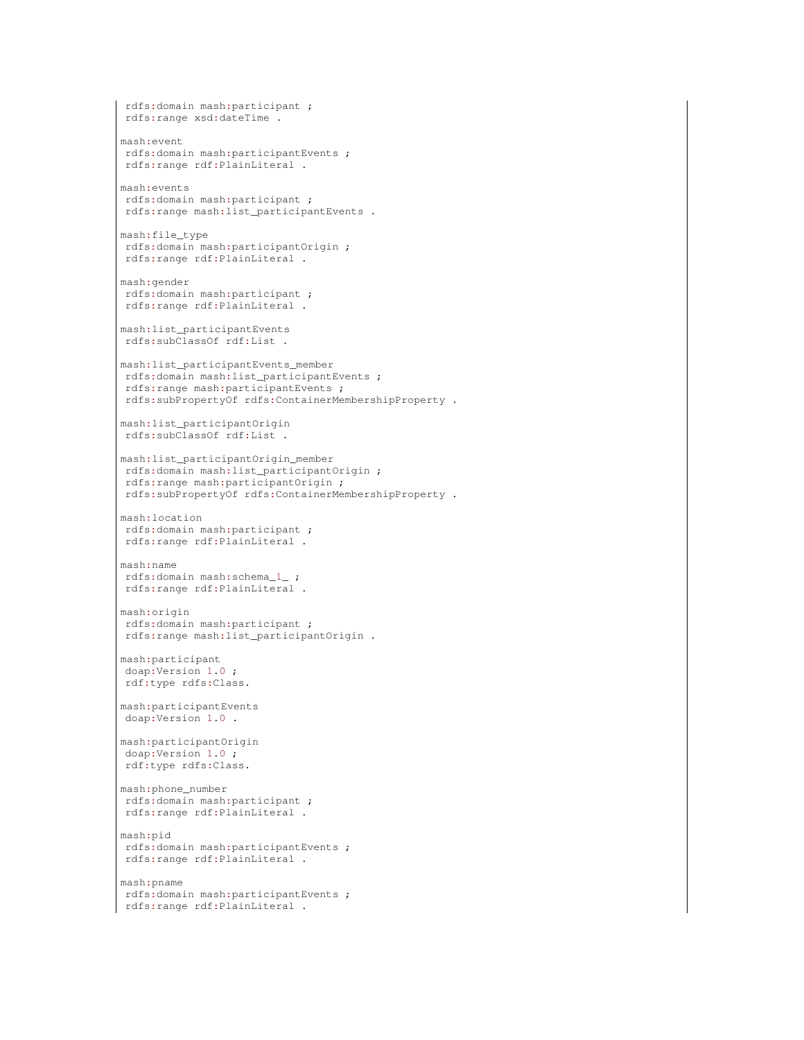```
 rdfs:domain mash:participant ;
 rdfs:range xsd:dateTime .

mash:event
 rdfs:domain mash:participantEvents ;
 rdfs:range rdf:PlainLiteral .

mash:events
 rdfs:domain mash:participant ;
 rdfs:range mash:list_participantEvents .

mash:file_type
 rdfs:domain mash:participantOrigin ;
 rdfs:range rdf:PlainLiteral .

mash:gender
 rdfs:domain mash:participant ;
 rdfs:range rdf:PlainLiteral .

mash:list_participantEvents
 rdfs:subClassOf rdf:List .

mash:list_participantEvents_member
 rdfs:domain mash:list_participantEvents ;
 rdfs:range mash:participantEvents ;
 rdfs:subPropertyOf rdfs:ContainerMembershipProperty .

mash:list_participantOrigin
 rdfs:subClassOf rdf:List .

mash:list_participantOrigin_member
 rdfs:domain mash:list_participantOrigin ;
 rdfs:range mash:participantOrigin ;
 rdfs:subPropertyOf rdfs:ContainerMembershipProperty .

mash:location
 rdfs:domain mash:participant ;
 rdfs:range rdf:PlainLiteral .

mash:name
 rdfs:domain mash:schema_1_ ;
 rdfs:range rdf:PlainLiteral .

mash:origin
 rdfs:domain mash:participant ;
 rdfs:range mash:list_participantOrigin .

mash:participant
 doap:Version 1.0 ;
 rdf:type rdfs:Class.

mash:participantEvents
 doap:Version 1.0 .

mash:participantOrigin
 doap:Version 1.0 ;
 rdf:type rdfs:Class.

mash:phone_number
 rdfs:domain mash:participant ;
 rdfs:range rdf:PlainLiteral .

mash:pid
 rdfs:domain mash:participantEvents ;
 rdfs:range rdf:PlainLiteral .

mash:pname
 rdfs:domain mash:participantEvents ;
 rdfs:range rdf:PlainLiteral .
```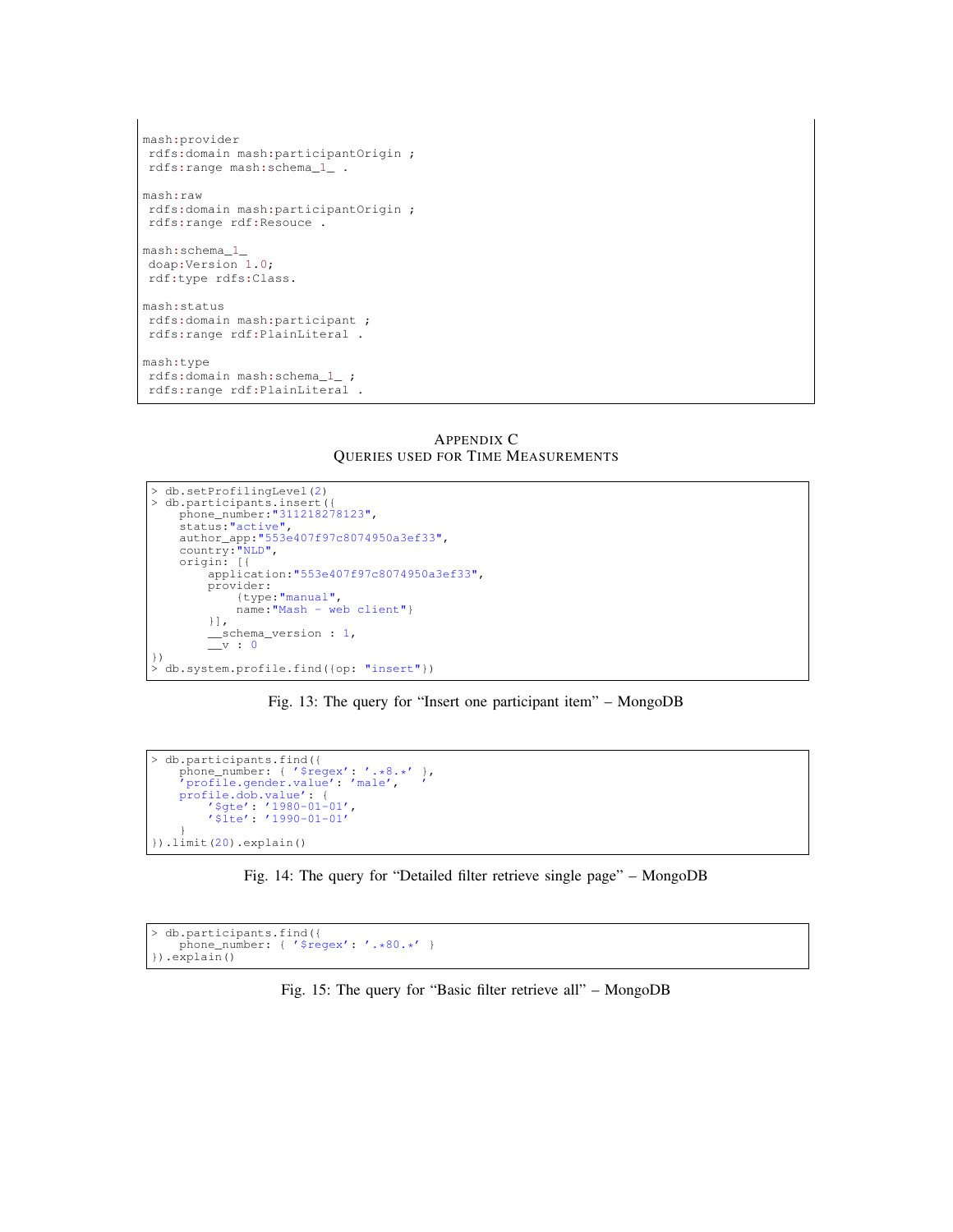```
mash:provider
 rdfs:domain mash:participantOrigin ;
 rdfs:range mash:schema_1_ .

mash:raw
 rdfs:domain mash:participantOrigin ;
 rdfs:range rdf:Resouce .

mash:schema_1_
 doap:Version 1.0;
 rdf:type rdfs:Class.

mash:status
 rdfs:domain mash:participant ;
 rdfs:range rdf:PlainLiteral .

mash:type
 rdfs:domain mash:schema_1_ ;
 rdfs:range rdf:PlainLiteral .
```

## Appendix C
## Queries used for Time Measurements

```
> db.setProfilingLevel(2)
> db.participants.insert({
    phone_number:"311218278123",
    status:"active",
    author_app:"553e407f97c8074950a3ef33",
    country:"NLD",
    origin: [{
        application:"553e407f97c8074950a3ef33",
        provider:
            {type:"manual",
            name:"Mash - web client"}
        }],
        __schema_version : 1,
        __v : 0
})
> db.system.profile.find({op: "insert"})
```

Fig. 13: The query for “Insert one participant item” – MongoDB

```
> db.participants.find({
    phone_number: { '$regex': '.*8.*' },
    'profile.gender.value': 'male',   '
    profile.dob.value': {
        '$gte': '1980-01-01',
        '$lte': '1990-01-01'
    }
}).limit(20).explain()
```

Fig. 14: The query for “Detailed filter retrieve single page” – MongoDB

```
> db.participants.find({
    phone_number: { '$regex': '.*80.*' }
}).explain()
```

Fig. 15: The query for “Basic filter retrieve all” – MongoDB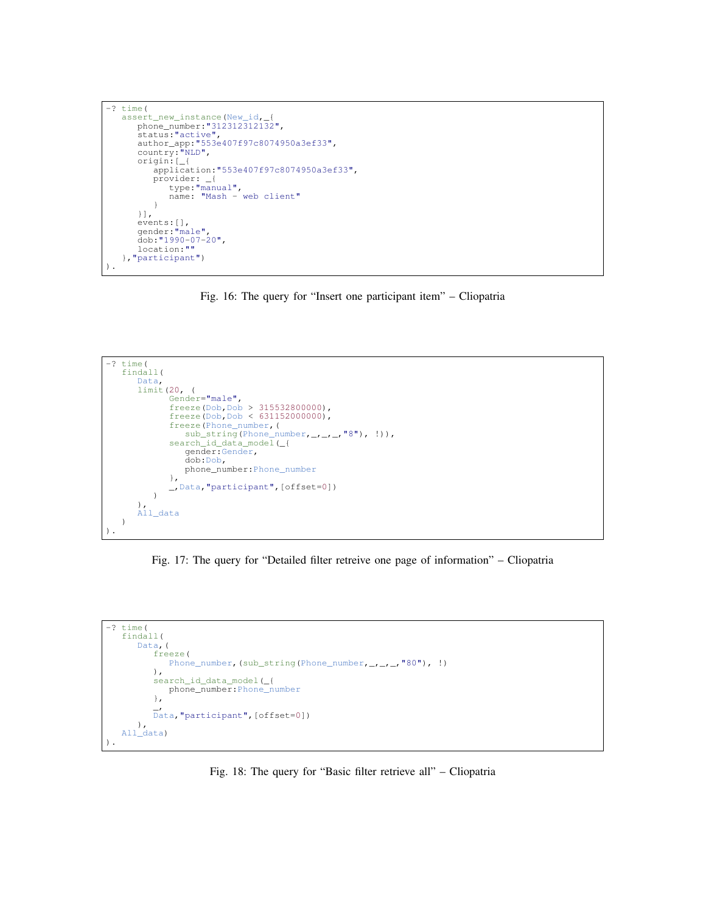```
-? time(
   assert_new_instance(New_id,_{
      phone_number:"312312312132",
      status:"active",
      author_app:"553e407f97c8074950a3ef33",
      country:"NLD",
      origin:[_{
         application:"553e407f97c8074950a3ef33",
         provider: _{
            type:"manual",
            name: "Mash - web client"
         }
      }],
      events:[],
      gender:"male",
      dob:"1990-07-20",
      location:""
   },"participant")
).
```

Fig. 16: The query for “Insert one participant item” – Cliopatria

```
-? time(
   findall(
      Data,
      limit(20, (
            Gender="male",
            freeze(Dob,Dob > 315532800000),
            freeze(Dob,Dob < 631152000000),
            freeze(Phone_number,(
               sub_string(Phone_number,_,_,_,"8"), !)),
            search_id_data_model(_{
               gender:Gender,
               dob:Dob,
               phone_number:Phone_number
            },
            _,Data,"participant",[offset=0])
         )
      ),
      All_data
   )
).
```

Fig. 17: The query for “Detailed filter retreive one page of information” – Cliopatria

```
-? time(
   findall(
      Data,(
         freeze(
            Phone_number,(sub_string(Phone_number,_,_,_,"80"), !)
         ),
         search_id_data_model(_{
            phone_number:Phone_number
         },
         _,
         Data,"participant",[offset=0])
      ),
   All_data)
).
```

Fig. 18: The query for “Basic filter retrieve all” – Cliopatria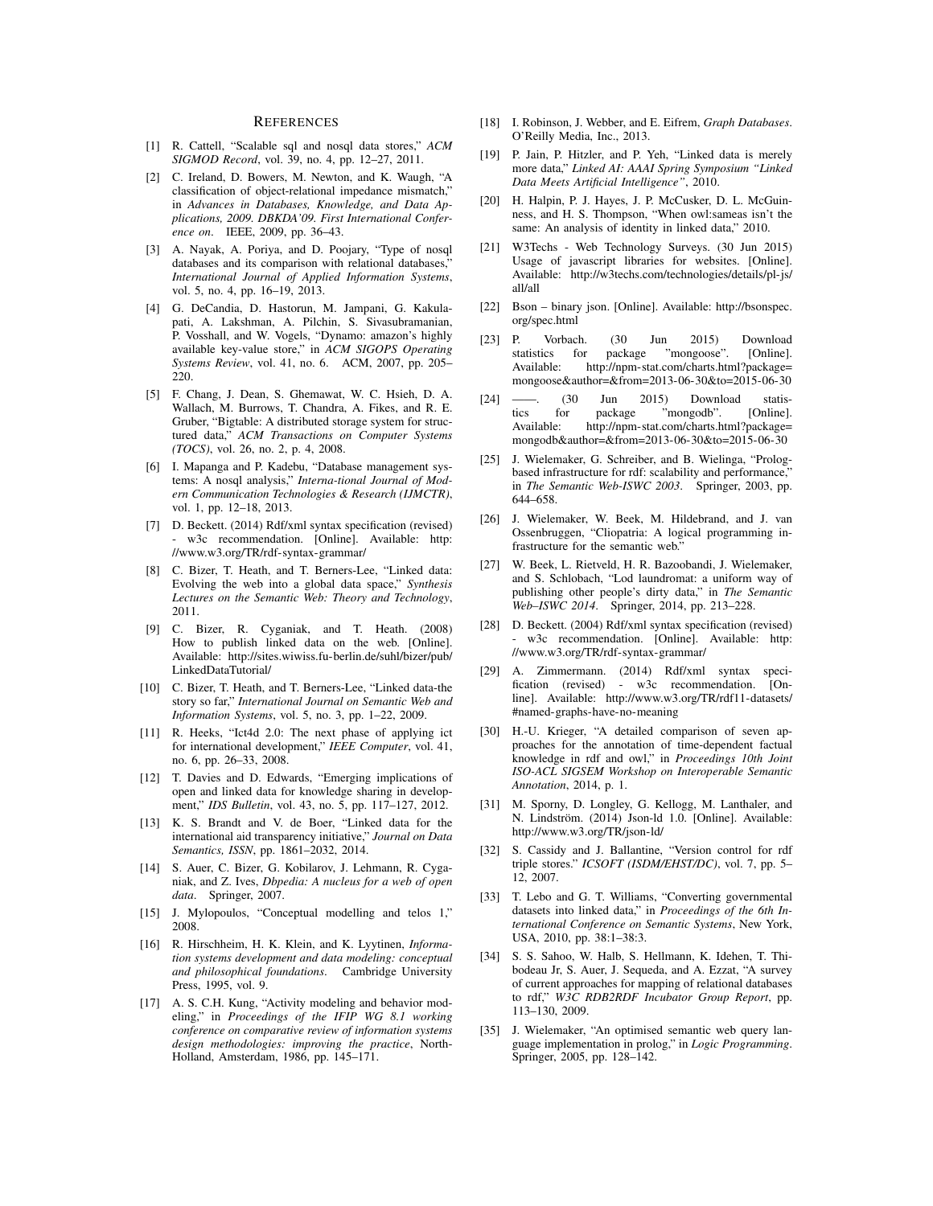# References

[1] R. Cattell, "Scalable sql and nosql data stores," *ACM SIGMOD Record*, vol. 39, no. 4, pp. 12–27, 2011.

[2] C. Ireland, D. Bowers, M. Newton, and K. Waugh, "A classification of object-relational impedance mismatch," in *Advances in Databases, Knowledge, and Data Applications, 2009. DBKDA'09. First International Conference on*. IEEE, 2009, pp. 36–43.

[3] A. Nayak, A. Poriya, and D. Poojary, "Type of nosql databases and its comparison with relational databases," *International Journal of Applied Information Systems*, vol. 5, no. 4, pp. 16–19, 2013.

[4] G. DeCandia, D. Hastorun, M. Jampani, G. Kakulapati, A. Lakshman, A. Pilchin, S. Sivasubramanian, P. Vosshall, and W. Vogels, "Dynamo: amazon's highly available key-value store," in *ACM SIGOPS Operating Systems Review*, vol. 41, no. 6. ACM, 2007, pp. 205–220.

[5] F. Chang, J. Dean, S. Ghemawat, W. C. Hsieh, D. A. Wallach, M. Burrows, T. Chandra, A. Fikes, and R. E. Gruber, "Bigtable: A distributed storage system for structured data," *ACM Transactions on Computer Systems (TOCS)*, vol. 26, no. 2, p. 4, 2008.

[6] I. Mapanga and P. Kadebu, "Database management systems: A nosql analysis," *Interna-tional Journal of Modern Communication Technologies & Research (IJMCTR)*, vol. 1, pp. 12–18, 2013.

[7] D. Beckett. (2014) Rdf/xml syntax specification (revised) - w3c recommendation. [Online]. Available: http://www.w3.org/TR/rdf-syntax-grammar/

[8] C. Bizer, T. Heath, and T. Berners-Lee, "Linked data: Evolving the web into a global data space," *Synthesis Lectures on the Semantic Web: Theory and Technology*, 2011.

[9] C. Bizer, R. Cyganiak, and T. Heath. (2008) How to publish linked data on the web. [Online]. Available: http://sites.wiwiss.fu-berlin.de/suhl/bizer/pub/LinkedDataTutorial/

[10] C. Bizer, T. Heath, and T. Berners-Lee, "Linked data-the story so far," *International Journal on Semantic Web and Information Systems*, vol. 5, no. 3, pp. 1–22, 2009.

[11] R. Heeks, "Ict4d 2.0: The next phase of applying ict for international development," *IEEE Computer*, vol. 41, no. 6, pp. 26–33, 2008.

[12] T. Davies and D. Edwards, "Emerging implications of open and linked data for knowledge sharing in development," *IDS Bulletin*, vol. 43, no. 5, pp. 117–127, 2012.

[13] K. S. Brandt and V. de Boer, "Linked data for the international aid transparency initiative," *Journal on Data Semantics, ISSN*, pp. 1861–2032, 2014.

[14] S. Auer, C. Bizer, G. Kobilarov, J. Lehmann, R. Cyganiak, and Z. Ives, *Dbpedia: A nucleus for a web of open data*. Springer, 2007.

[15] J. Mylopoulos, "Conceptual modelling and telos 1," 2008.

[16] R. Hirschheim, H. K. Klein, and K. Lyytinen, *Information systems development and data modeling: conceptual and philosophical foundations*. Cambridge University Press, 1995, vol. 9.

[17] A. S. C.H. Kung, "Activity modeling and behavior modeling," in *Proceedings of the IFIP WG 8.1 working conference on comparative review of information systems design methodologies: improving the practice*, North-Holland, Amsterdam, 1986, pp. 145–171.

[18] I. Robinson, J. Webber, and E. Eifrem, *Graph Databases*. O'Reilly Media, Inc., 2013.

[19] P. Jain, P. Hitzler, and P. Yeh, "Linked data is merely more data," *Linked AI: AAAI Spring Symposium "Linked Data Meets Artificial Intelligence"*, 2010.

[20] H. Halpin, P. J. Hayes, J. P. McCusker, D. L. McGuinness, and H. S. Thompson, "When owl:sameas isn't the same: An analysis of identity in linked data," 2010.

[21] W3Techs - Web Technology Surveys. (30 Jun 2015) Usage of javascript libraries for websites. [Online]. Available: http://w3techs.com/technologies/details/pl-js/all/all

[22] Bson – binary json. [Online]. Available: http://bsonspec.org/spec.html

[23] P. Vorbach. (30 Jun 2015) Download statistics for package "mongoose". [Online]. Available: http://npm-stat.com/charts.html?package=mongoose&author=&from=2013-06-30&to=2015-06-30

[24] ——. (30 Jun 2015) Download statistics for package "mongodb". [Online]. Available: http://npm-stat.com/charts.html?package=mongodb&author=&from=2013-06-30&to=2015-06-30

[25] J. Wielemaker, G. Schreiber, and B. Wielinga, "Prolog-based infrastructure for rdf: scalability and performance," in *The Semantic Web-ISWC 2003*. Springer, 2003, pp. 644–658.

[26] J. Wielemaker, W. Beek, M. Hildebrand, and J. van Ossenbruggen, "Cliopatria: A logical programming infrastructure for the semantic web."

[27] W. Beek, L. Rietveld, H. R. Bazoobandi, J. Wielemaker, and S. Schlobach, "Lod laundromat: a uniform way of publishing other people's dirty data," in *The Semantic Web–ISWC 2014*. Springer, 2014, pp. 213–228.

[28] D. Beckett. (2004) Rdf/xml syntax specification (revised) - w3c recommendation. [Online]. Available: http://www.w3.org/TR/rdf-syntax-grammar/

[29] A. Zimmermann. (2014) Rdf/xml syntax specification (revised) - w3c recommendation. [Online]. Available: http://www.w3.org/TR/rdf11-datasets/#named-graphs-have-no-meaning

[30] H.-U. Krieger, "A detailed comparison of seven approaches for the annotation of time-dependent factual knowledge in rdf and owl," in *Proceedings 10th Joint ISO-ACL SIGSEM Workshop on Interoperable Semantic Annotation*, 2014, p. 1.

[31] M. Sporny, D. Longley, G. Kellogg, M. Lanthaler, and N. Lindström. (2014) Json-ld 1.0. [Online]. Available: http://www.w3.org/TR/json-ld/

[32] S. Cassidy and J. Ballantine, "Version control for rdf triple stores." *ICSOFT (ISDM/EHST/DC)*, vol. 7, pp. 5–12, 2007.

[33] T. Lebo and G. T. Williams, "Converting governmental datasets into linked data," in *Proceedings of the 6th International Conference on Semantic Systems*, New York, USA, 2010, pp. 38:1–38:3.

[34] S. S. Sahoo, W. Halb, S. Hellmann, K. Idehen, T. Thibodeau Jr, S. Auer, J. Sequeda, and A. Ezzat, "A survey of current approaches for mapping of relational databases to rdf," *W3C RDB2RDF Incubator Group Report*, pp. 113–130, 2009.

[35] J. Wielemaker, "An optimised semantic web query language implementation in prolog," in *Logic Programming*. Springer, 2005, pp. 128–142.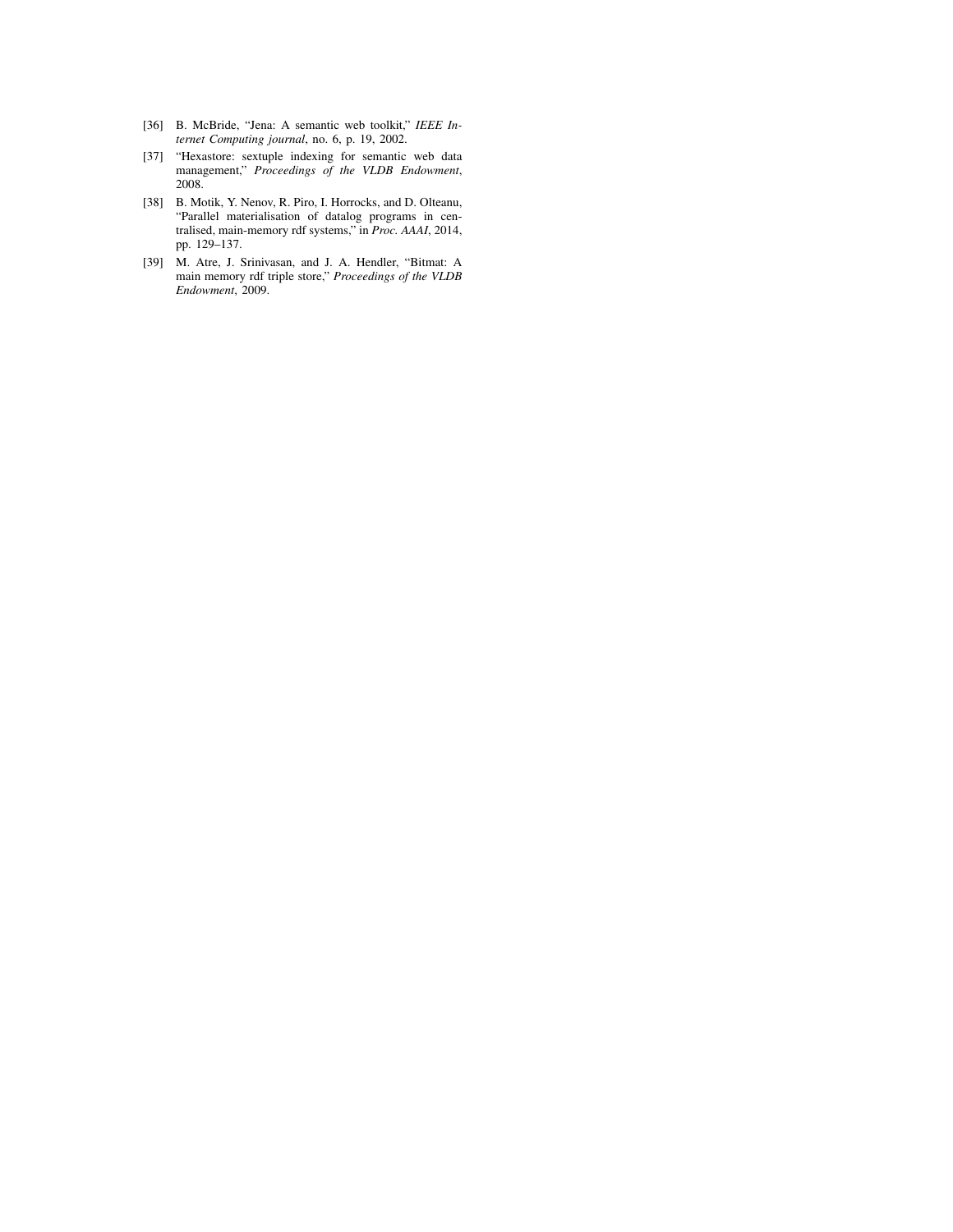[36] B. McBride, "Jena: A semantic web toolkit," *IEEE Internet Computing journal*, no. 6, p. 19, 2002.

[37] "Hexastore: sextuple indexing for semantic web data management," *Proceedings of the VLDB Endowment*, 2008.

[38] B. Motik, Y. Nenov, R. Piro, I. Horrocks, and D. Olteanu, "Parallel materialisation of datalog programs in centralised, main-memory rdf systems," in *Proc. AAAI*, 2014, pp. 129–137.

[39] M. Atre, J. Srinivasan, and J. A. Hendler, "Bitmat: A main memory rdf triple store," *Proceedings of the VLDB Endowment*, 2009.